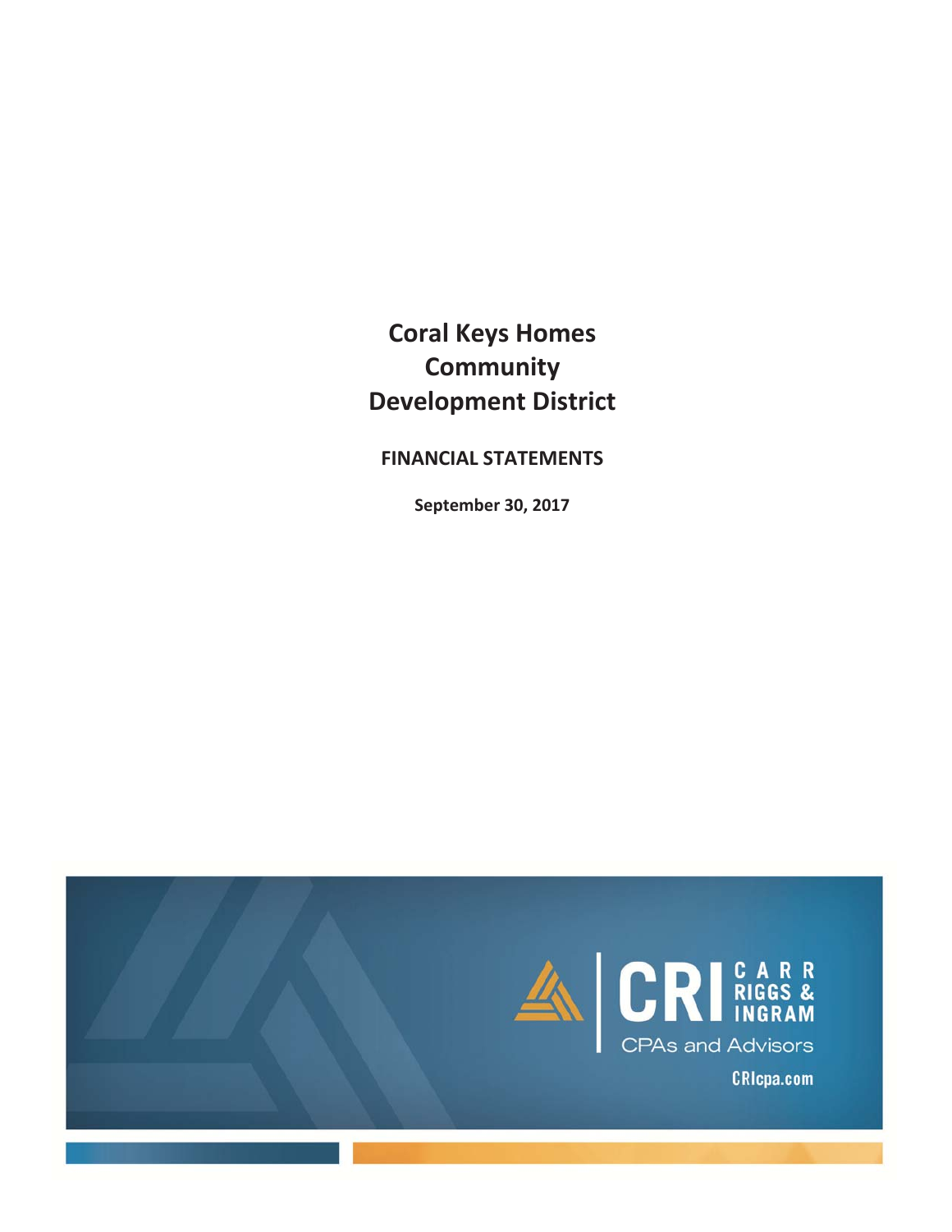# Coral Keys Homes Community Development District

**FINANCIAL STATEMENTS**

**September 30, 2017**

CRI CARR RIGGS & INGRAM

CPAs and Advisors

CRIcpa.com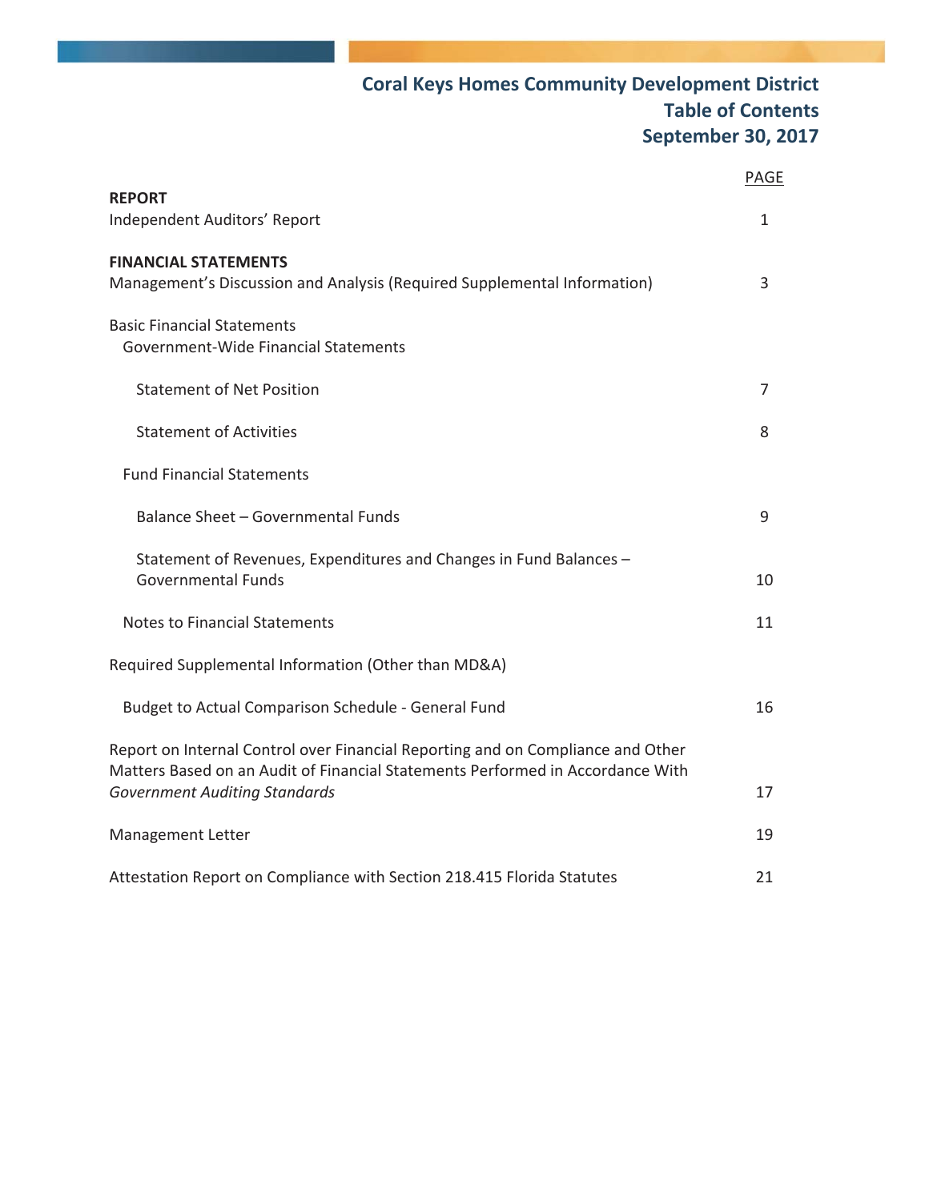# Coral Keys Homes Community Development District
## Table of Contents
## September 30, 2017

| | PAGE |
|---|---|
| **REPORT** | |
| Independent Auditors' Report | 1 |
| **FINANCIAL STATEMENTS** | |
| Management's Discussion and Analysis (Required Supplemental Information) | 3 |
| Basic Financial Statements | |
| Government-Wide Financial Statements | |
| Statement of Net Position | 7 |
| Statement of Activities | 8 |
| Fund Financial Statements | |
| Balance Sheet – Governmental Funds | 9 |
| Statement of Revenues, Expenditures and Changes in Fund Balances – Governmental Funds | 10 |
| Notes to Financial Statements | 11 |
| Required Supplemental Information (Other than MD&A) | |
| Budget to Actual Comparison Schedule - General Fund | 16 |
| Report on Internal Control over Financial Reporting and on Compliance and Other Matters Based on an Audit of Financial Statements Performed in Accordance With *Government Auditing Standards* | 17 |
| Management Letter | 19 |
| Attestation Report on Compliance with Section 218.415 Florida Statutes | 21 |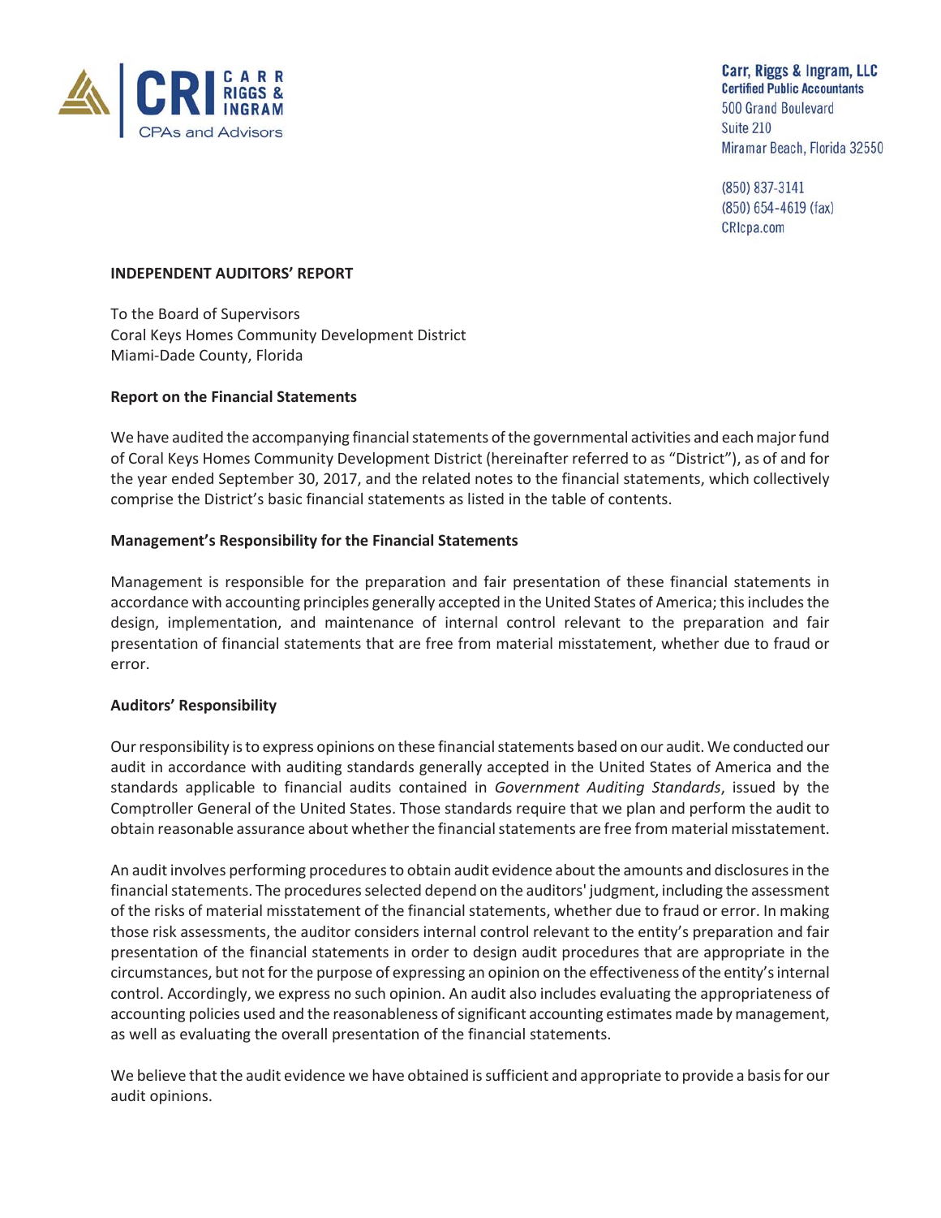Carr, Riggs & Ingram, LLC
Certified Public Accountants
500 Grand Boulevard
Suite 210
Miramar Beach, Florida 32550

(850) 837-3141
(850) 654-4619 (fax)
CRIcpa.com

## INDEPENDENT AUDITORS' REPORT

To the Board of Supervisors
Coral Keys Homes Community Development District
Miami-Dade County, Florida

### Report on the Financial Statements

We have audited the accompanying financial statements of the governmental activities and each major fund of Coral Keys Homes Community Development District (hereinafter referred to as "District"), as of and for the year ended September 30, 2017, and the related notes to the financial statements, which collectively comprise the District's basic financial statements as listed in the table of contents.

### Management's Responsibility for the Financial Statements

Management is responsible for the preparation and fair presentation of these financial statements in accordance with accounting principles generally accepted in the United States of America; this includes the design, implementation, and maintenance of internal control relevant to the preparation and fair presentation of financial statements that are free from material misstatement, whether due to fraud or error.

### Auditors' Responsibility

Our responsibility is to express opinions on these financial statements based on our audit. We conducted our audit in accordance with auditing standards generally accepted in the United States of America and the standards applicable to financial audits contained in *Government Auditing Standards*, issued by the Comptroller General of the United States. Those standards require that we plan and perform the audit to obtain reasonable assurance about whether the financial statements are free from material misstatement.

An audit involves performing procedures to obtain audit evidence about the amounts and disclosures in the financial statements. The procedures selected depend on the auditors' judgment, including the assessment of the risks of material misstatement of the financial statements, whether due to fraud or error. In making those risk assessments, the auditor considers internal control relevant to the entity's preparation and fair presentation of the financial statements in order to design audit procedures that are appropriate in the circumstances, but not for the purpose of expressing an opinion on the effectiveness of the entity's internal control. Accordingly, we express no such opinion. An audit also includes evaluating the appropriateness of accounting policies used and the reasonableness of significant accounting estimates made by management, as well as evaluating the overall presentation of the financial statements.

We believe that the audit evidence we have obtained is sufficient and appropriate to provide a basis for our audit opinions.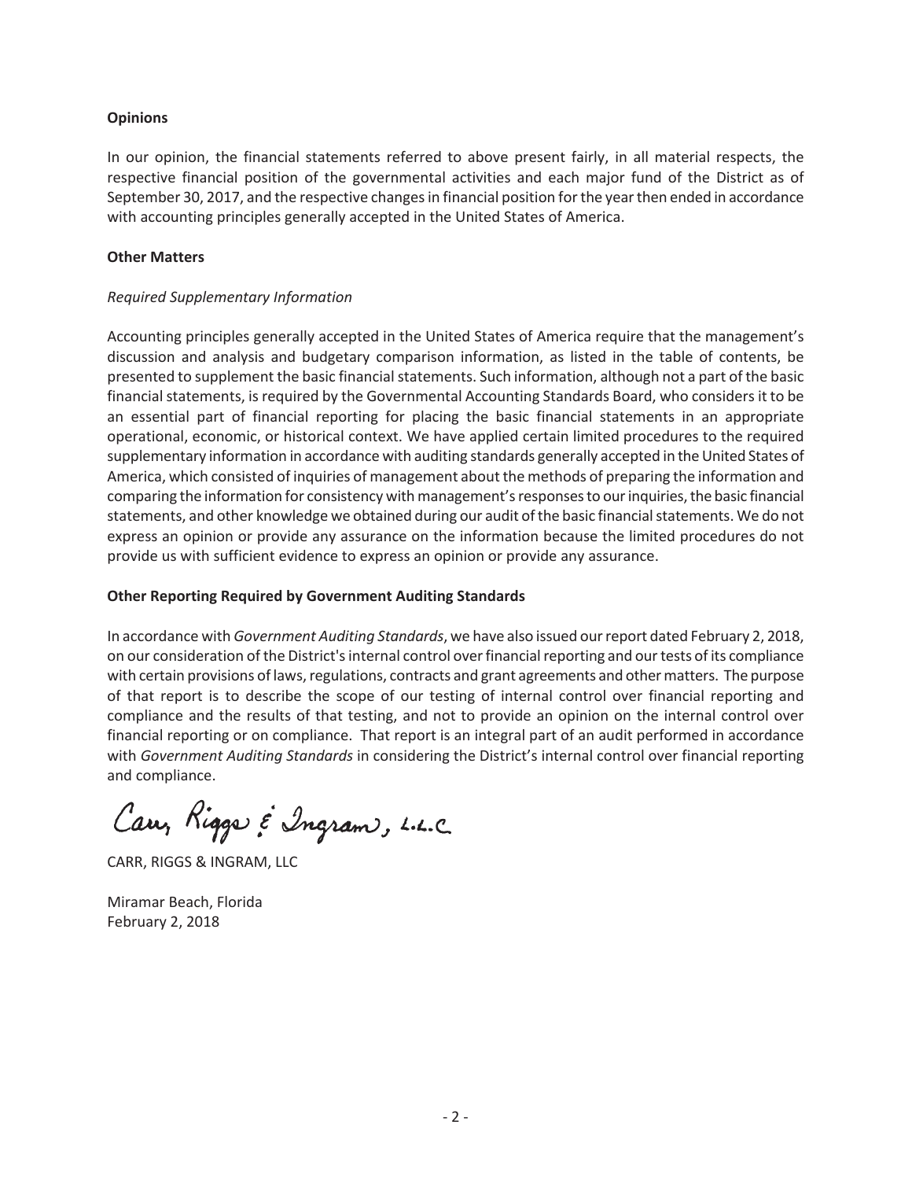**Opinions**

In our opinion, the financial statements referred to above present fairly, in all material respects, the respective financial position of the governmental activities and each major fund of the District as of September 30, 2017, and the respective changes in financial position for the year then ended in accordance with accounting principles generally accepted in the United States of America.

**Other Matters**

*Required Supplementary Information*

Accounting principles generally accepted in the United States of America require that the management's discussion and analysis and budgetary comparison information, as listed in the table of contents, be presented to supplement the basic financial statements. Such information, although not a part of the basic financial statements, is required by the Governmental Accounting Standards Board, who considers it to be an essential part of financial reporting for placing the basic financial statements in an appropriate operational, economic, or historical context. We have applied certain limited procedures to the required supplementary information in accordance with auditing standards generally accepted in the United States of America, which consisted of inquiries of management about the methods of preparing the information and comparing the information for consistency with management's responses to our inquiries, the basic financial statements, and other knowledge we obtained during our audit of the basic financial statements. We do not express an opinion or provide any assurance on the information because the limited procedures do not provide us with sufficient evidence to express an opinion or provide any assurance.

**Other Reporting Required by Government Auditing Standards**

In accordance with *Government Auditing Standards*, we have also issued our report dated February 2, 2018, on our consideration of the District's internal control over financial reporting and our tests of its compliance with certain provisions of laws, regulations, contracts and grant agreements and other matters. The purpose of that report is to describe the scope of our testing of internal control over financial reporting and compliance and the results of that testing, and not to provide an opinion on the internal control over financial reporting or on compliance. That report is an integral part of an audit performed in accordance with *Government Auditing Standards* in considering the District's internal control over financial reporting and compliance.

Carr, Riggs & Ingram, L.L.C.

CARR, RIGGS & INGRAM, LLC

Miramar Beach, Florida
February 2, 2018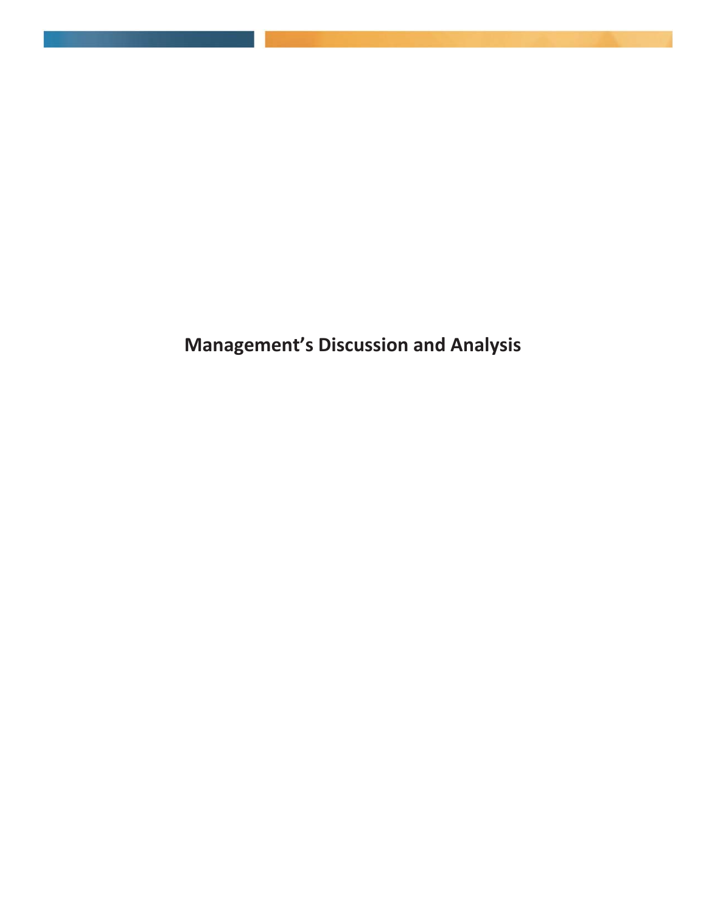# Management's Discussion and Analysis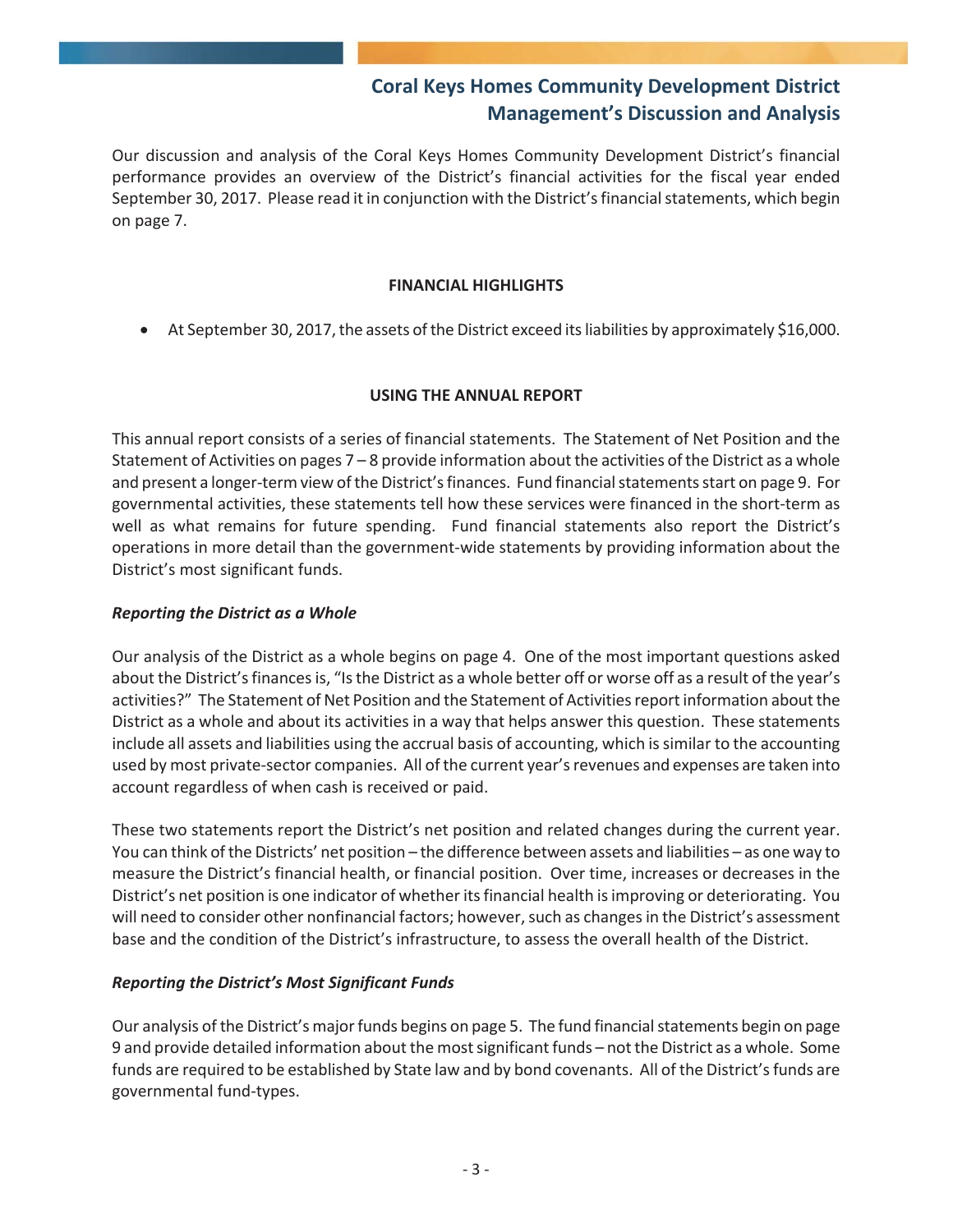# Coral Keys Homes Community Development District
# Management's Discussion and Analysis

Our discussion and analysis of the Coral Keys Homes Community Development District's financial performance provides an overview of the District's financial activities for the fiscal year ended September 30, 2017. Please read it in conjunction with the District's financial statements, which begin on page 7.

## FINANCIAL HIGHLIGHTS

- At September 30, 2017, the assets of the District exceed its liabilities by approximately $16,000.

## USING THE ANNUAL REPORT

This annual report consists of a series of financial statements. The Statement of Net Position and the Statement of Activities on pages 7 – 8 provide information about the activities of the District as a whole and present a longer-term view of the District's finances. Fund financial statements start on page 9. For governmental activities, these statements tell how these services were financed in the short-term as well as what remains for future spending. Fund financial statements also report the District's operations in more detail than the government-wide statements by providing information about the District's most significant funds.

### *Reporting the District as a Whole*

Our analysis of the District as a whole begins on page 4. One of the most important questions asked about the District's finances is, "Is the District as a whole better off or worse off as a result of the year's activities?" The Statement of Net Position and the Statement of Activities report information about the District as a whole and about its activities in a way that helps answer this question. These statements include all assets and liabilities using the accrual basis of accounting, which is similar to the accounting used by most private-sector companies. All of the current year's revenues and expenses are taken into account regardless of when cash is received or paid.

These two statements report the District's net position and related changes during the current year. You can think of the Districts' net position – the difference between assets and liabilities – as one way to measure the District's financial health, or financial position. Over time, increases or decreases in the District's net position is one indicator of whether its financial health is improving or deteriorating. You will need to consider other nonfinancial factors; however, such as changes in the District's assessment base and the condition of the District's infrastructure, to assess the overall health of the District.

### *Reporting the District's Most Significant Funds*

Our analysis of the District's major funds begins on page 5. The fund financial statements begin on page 9 and provide detailed information about the most significant funds – not the District as a whole. Some funds are required to be established by State law and by bond covenants. All of the District's funds are governmental fund-types.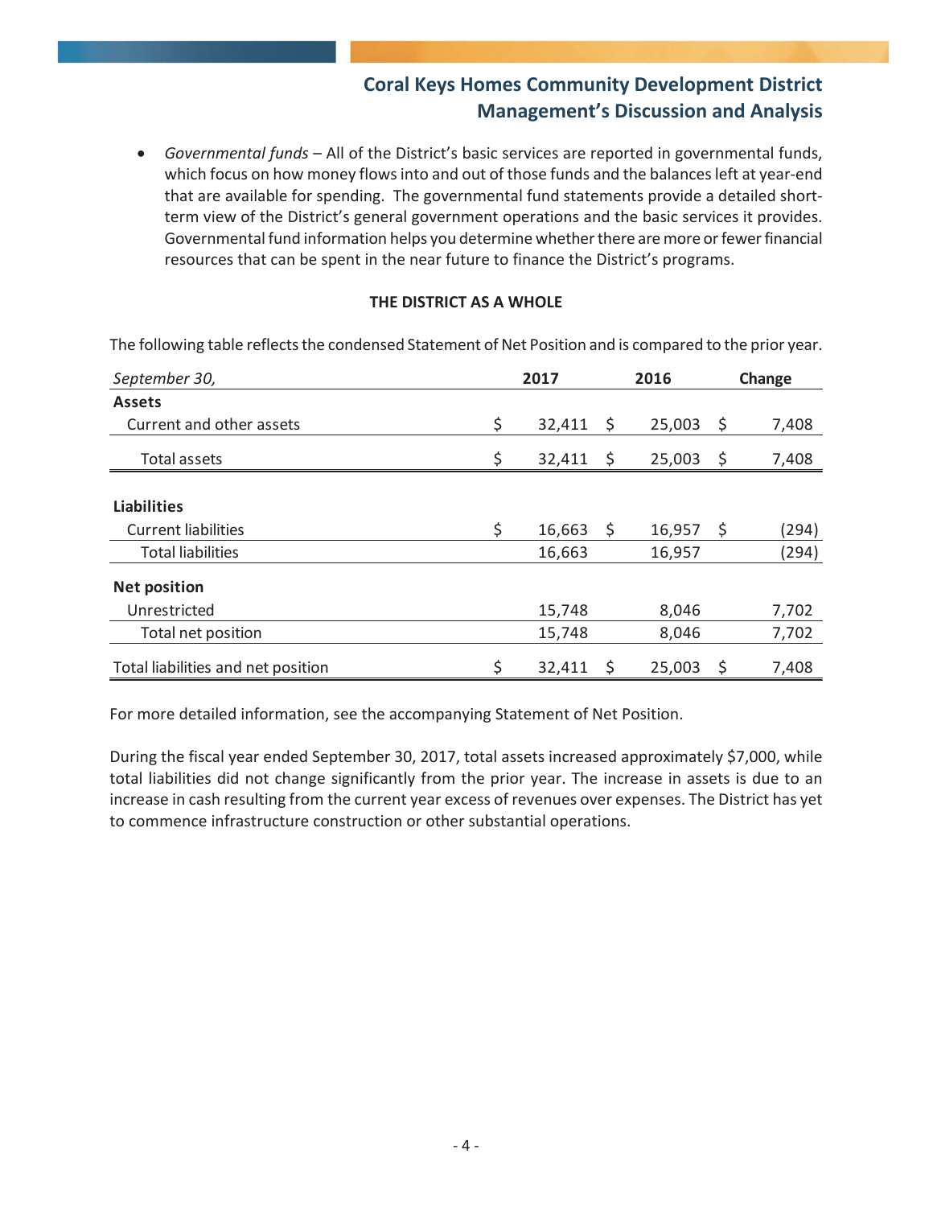- *Governmental funds* – All of the District's basic services are reported in governmental funds, which focus on how money flows into and out of those funds and the balances left at year-end that are available for spending. The governmental fund statements provide a detailed short-term view of the District's general government operations and the basic services it provides. Governmental fund information helps you determine whether there are more or fewer financial resources that can be spent in the near future to finance the District's programs.

## THE DISTRICT AS A WHOLE

The following table reflects the condensed Statement of Net Position and is compared to the prior year.

| *September 30,* | 2017 | 2016 | Change |
|---|---|---|---|
| **Assets** | | | |
| Current and other assets | $ 32,411 | $ 25,003 | $ 7,408 |
| Total assets | $ 32,411 | $ 25,003 | $ 7,408 |
| **Liabilities** | | | |
| Current liabilities | $ 16,663 | $ 16,957 | $ (294) |
| Total liabilities | 16,663 | 16,957 | (294) |
| **Net position** | | | |
| Unrestricted | 15,748 | 8,046 | 7,702 |
| Total net position | 15,748 | 8,046 | 7,702 |
| Total liabilities and net position | $ 32,411 | $ 25,003 | $ 7,408 |

For more detailed information, see the accompanying Statement of Net Position.

During the fiscal year ended September 30, 2017, total assets increased approximately $7,000, while total liabilities did not change significantly from the prior year. The increase in assets is due to an increase in cash resulting from the current year excess of revenues over expenses. The District has yet to commence infrastructure construction or other substantial operations.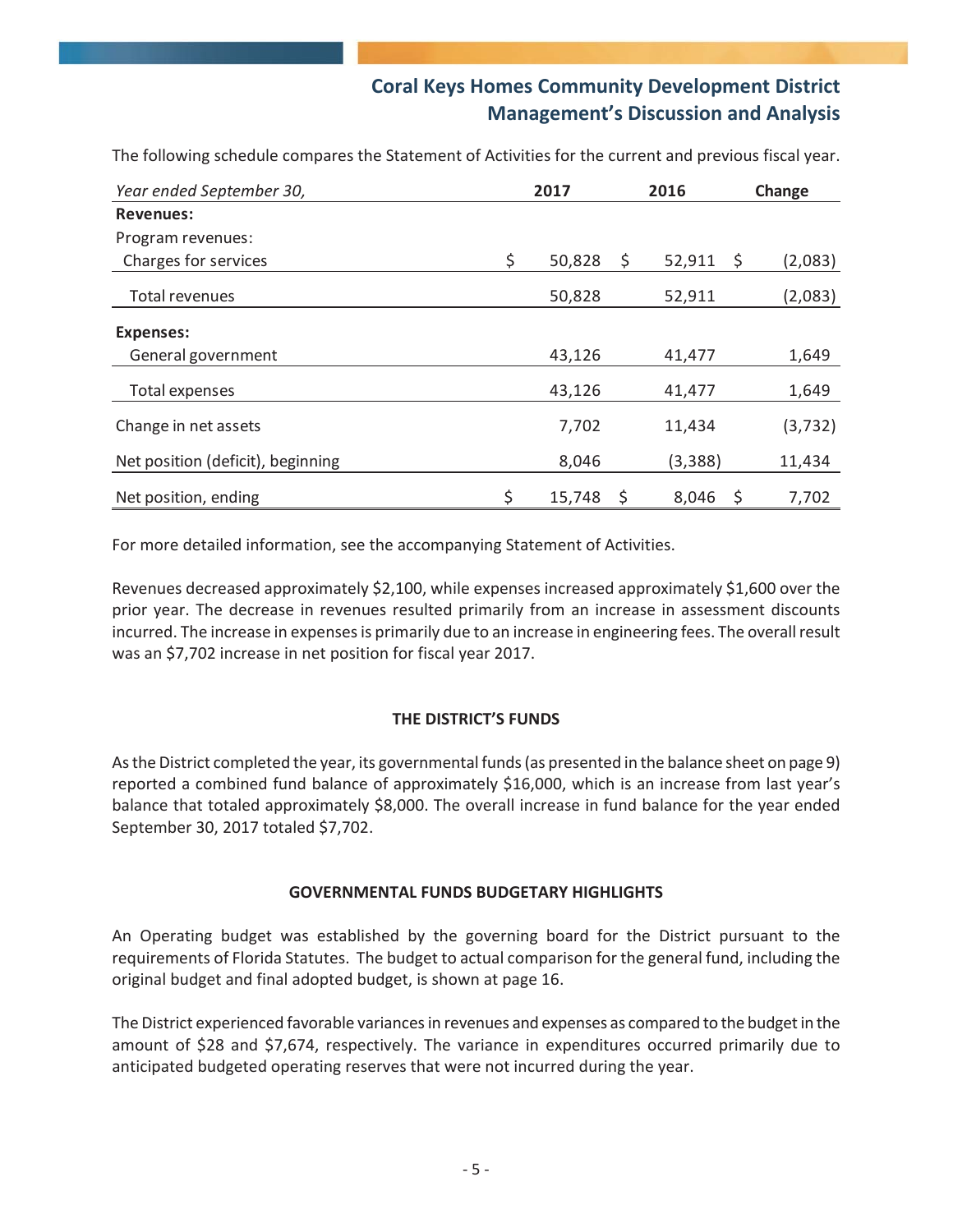## Coral Keys Homes Community Development District
## Management's Discussion and Analysis

The following schedule compares the Statement of Activities for the current and previous fiscal year.

| *Year ended September 30,* | 2017 | 2016 | Change |
|---|---|---|---|
| **Revenues:** | | | |
| Program revenues: | | | |
| Charges for services | $ 50,828 | $ 52,911 | $ (2,083) |
| Total revenues | 50,828 | 52,911 | (2,083) |
| **Expenses:** | | | |
| General government | 43,126 | 41,477 | 1,649 |
| Total expenses | 43,126 | 41,477 | 1,649 |
| Change in net assets | 7,702 | 11,434 | (3,732) |
| Net position (deficit), beginning | 8,046 | (3,388) | 11,434 |
| Net position, ending | $ 15,748 | $ 8,046 | $ 7,702 |

For more detailed information, see the accompanying Statement of Activities.

Revenues decreased approximately $2,100, while expenses increased approximately $1,600 over the prior year. The decrease in revenues resulted primarily from an increase in assessment discounts incurred. The increase in expenses is primarily due to an increase in engineering fees. The overall result was an $7,702 increase in net position for fiscal year 2017.

### THE DISTRICT'S FUNDS

As the District completed the year, its governmental funds (as presented in the balance sheet on page 9) reported a combined fund balance of approximately $16,000, which is an increase from last year's balance that totaled approximately $8,000. The overall increase in fund balance for the year ended September 30, 2017 totaled $7,702.

### GOVERNMENTAL FUNDS BUDGETARY HIGHLIGHTS

An Operating budget was established by the governing board for the District pursuant to the requirements of Florida Statutes. The budget to actual comparison for the general fund, including the original budget and final adopted budget, is shown at page 16.

The District experienced favorable variances in revenues and expenses as compared to the budget in the amount of $28 and $7,674, respectively. The variance in expenditures occurred primarily due to anticipated budgeted operating reserves that were not incurred during the year.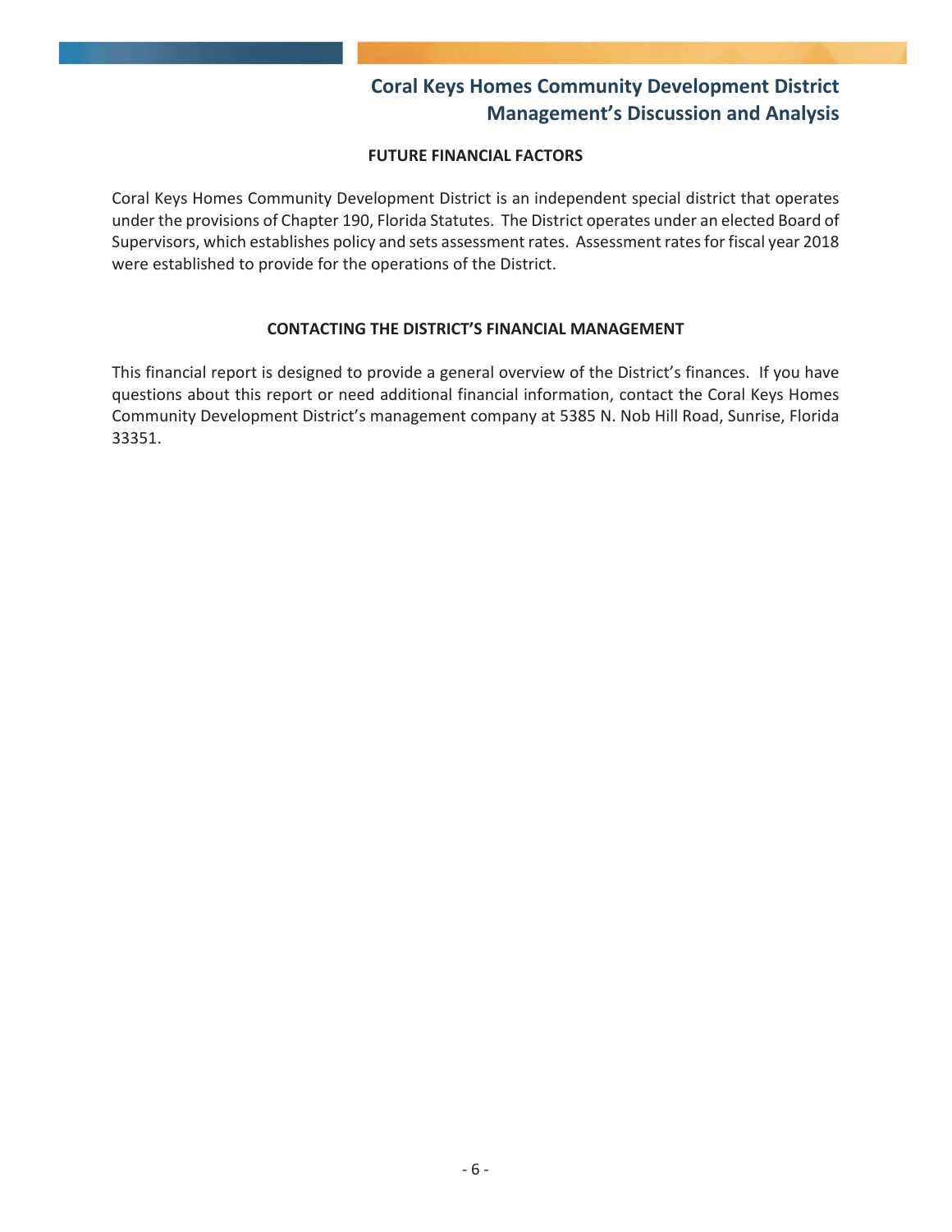## FUTURE FINANCIAL FACTORS

Coral Keys Homes Community Development District is an independent special district that operates under the provisions of Chapter 190, Florida Statutes. The District operates under an elected Board of Supervisors, which establishes policy and sets assessment rates. Assessment rates for fiscal year 2018 were established to provide for the operations of the District.

## CONTACTING THE DISTRICT'S FINANCIAL MANAGEMENT

This financial report is designed to provide a general overview of the District's finances. If you have questions about this report or need additional financial information, contact the Coral Keys Homes Community Development District's management company at 5385 N. Nob Hill Road, Sunrise, Florida 33351.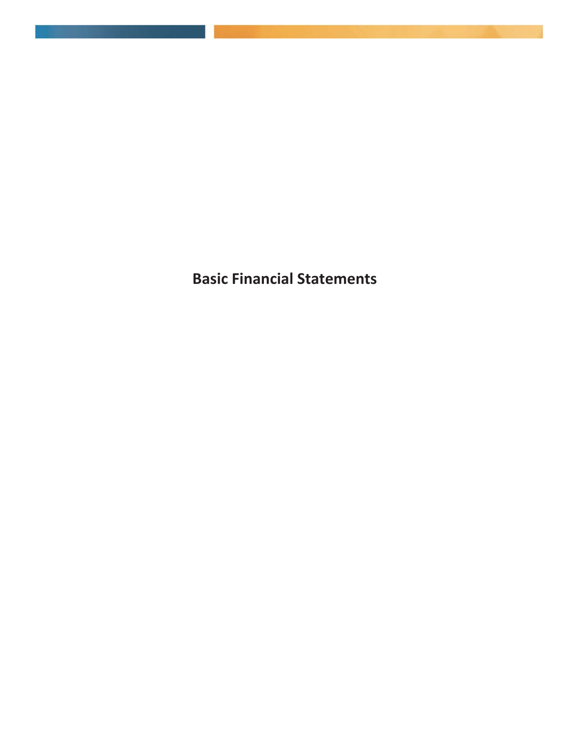# Basic Financial Statements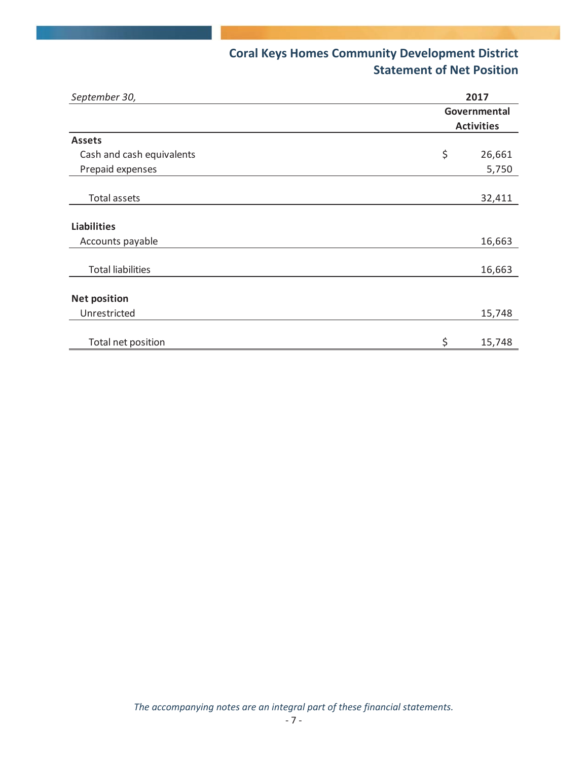# Coral Keys Homes Community Development District

## Statement of Net Position

| *September 30,* | 2017 |
|---|---|
| | **Governmental Activities** |
| **Assets** | |
| Cash and cash equivalents | $ 26,661 |
| Prepaid expenses | 5,750 |
| Total assets | 32,411 |
| **Liabilities** | |
| Accounts payable | 16,663 |
| Total liabilities | 16,663 |
| **Net position** | |
| Unrestricted | 15,748 |
| Total net position | $ 15,748 |

*The accompanying notes are an integral part of these financial statements.*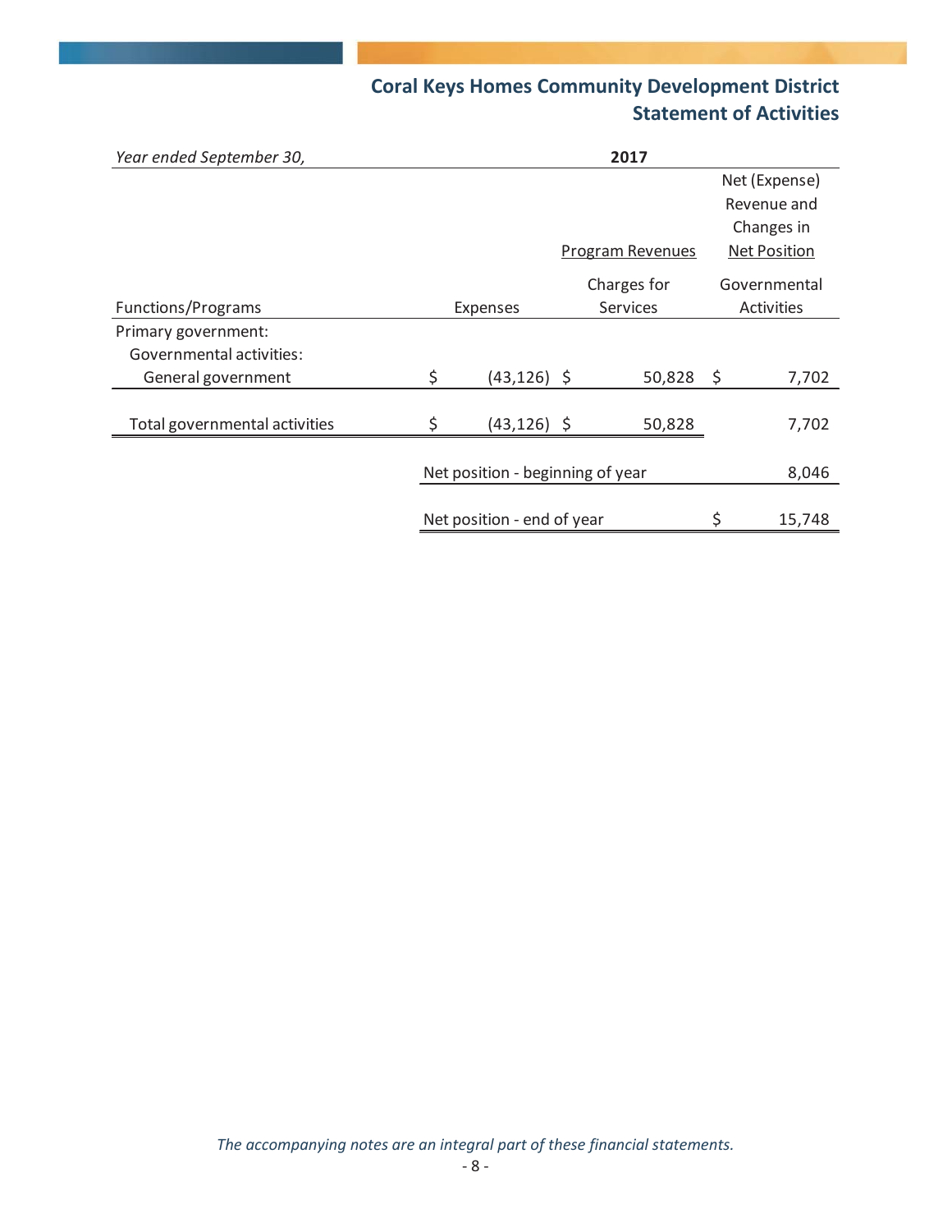# Coral Keys Homes Community Development District
## Statement of Activities

| *Year ended September 30,* | 2017 | | |
|---|---|---|---|
| | | Program Revenues | Net (Expense) Revenue and Changes in Net Position |
| Functions/Programs | Expenses | Charges for Services | Governmental Activities |
| Primary government: | | | |
| Governmental activities: | | | |
| General government | $ (43,126) | $ 50,828 | $ 7,702 |
| Total governmental activities | $ (43,126) | $ 50,828 | 7,702 |
| | Net position - beginning of year | | 8,046 |
| | Net position - end of year | | $ 15,748 |

*The accompanying notes are an integral part of these financial statements.*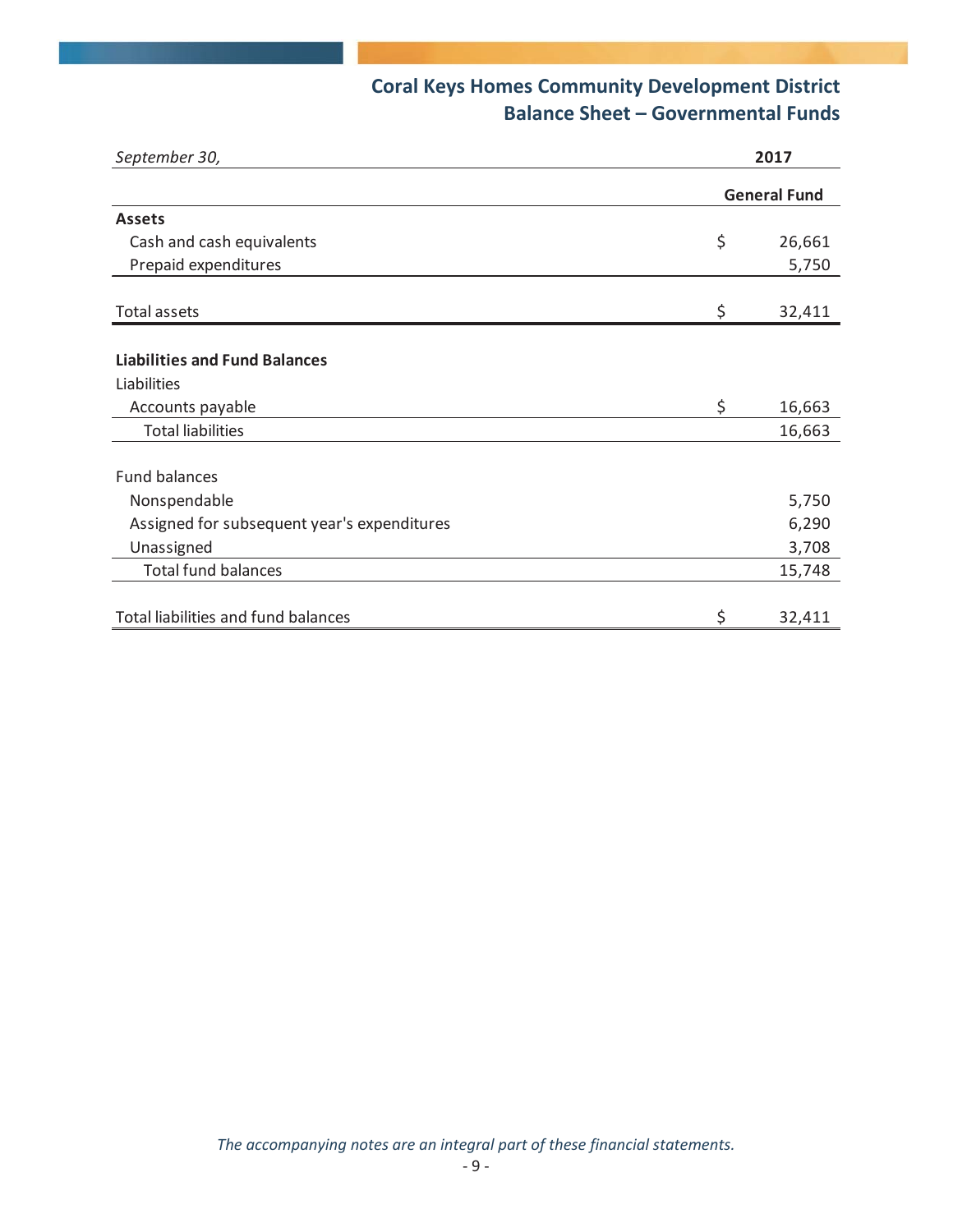# Coral Keys Homes Community Development District
## Balance Sheet – Governmental Funds

| *September 30,* | | 2017 |
|---|---|---|
| | | **General Fund** |
| **Assets** | | |
| Cash and cash equivalents | $ | 26,661 |
| Prepaid expenditures | | 5,750 |
| Total assets | $ | 32,411 |
| **Liabilities and Fund Balances** | | |
| Liabilities | | |
| Accounts payable | $ | 16,663 |
| Total liabilities | | 16,663 |
| Fund balances | | |
| Nonspendable | | 5,750 |
| Assigned for subsequent year's expenditures | | 6,290 |
| Unassigned | | 3,708 |
| Total fund balances | | 15,748 |
| Total liabilities and fund balances | $ | 32,411 |

*The accompanying notes are an integral part of these financial statements.*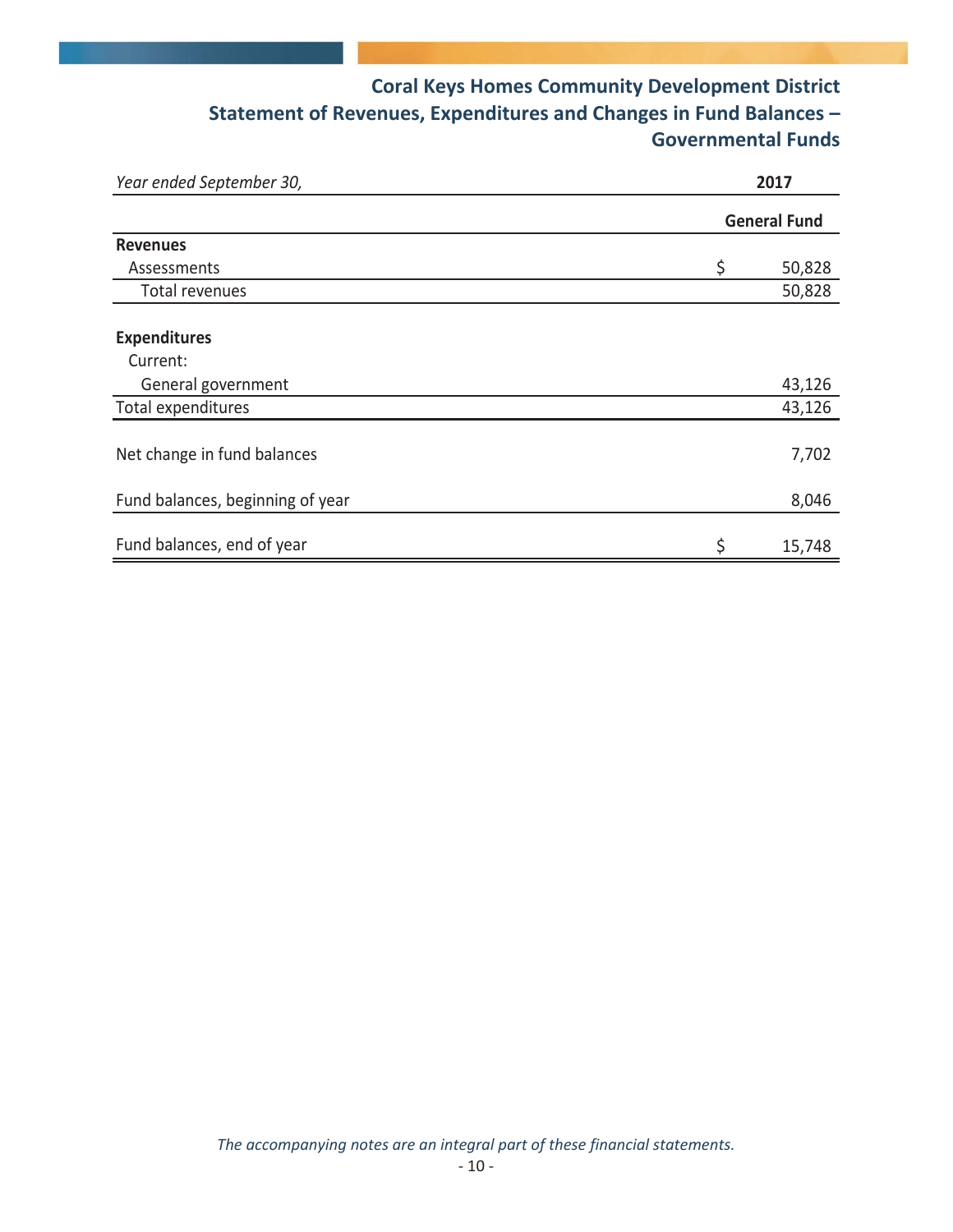# Coral Keys Homes Community Development District
## Statement of Revenues, Expenditures and Changes in Fund Balances – Governmental Funds

| *Year ended September 30,* | 2017 |
|---|---|
| | **General Fund** |
| **Revenues** | |
| Assessments | $ 50,828 |
| Total revenues | 50,828 |
| **Expenditures** | |
| Current: | |
| General government | 43,126 |
| Total expenditures | 43,126 |
| Net change in fund balances | 7,702 |
| Fund balances, beginning of year | 8,046 |
| Fund balances, end of year | $ 15,748 |

*The accompanying notes are an integral part of these financial statements.*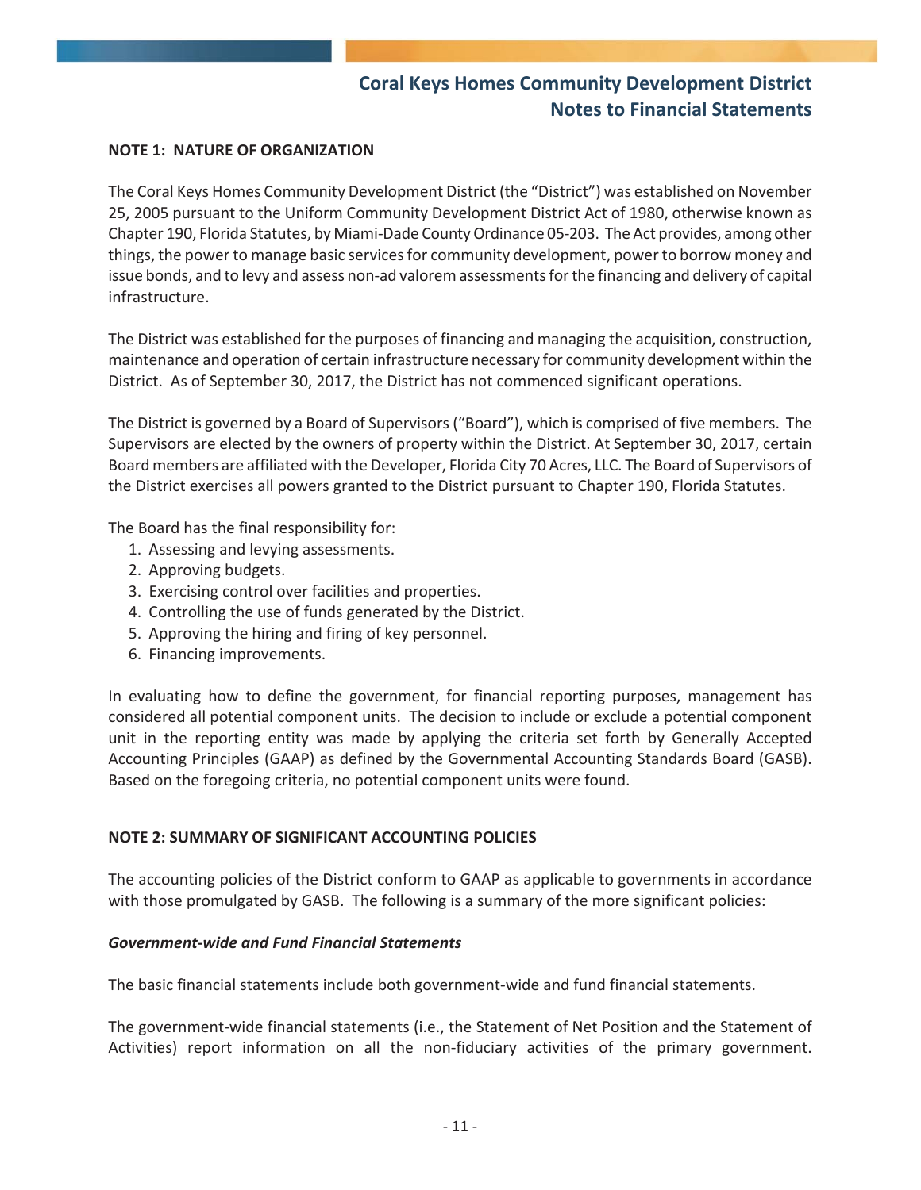## NOTE 1: NATURE OF ORGANIZATION

The Coral Keys Homes Community Development District (the "District") was established on November 25, 2005 pursuant to the Uniform Community Development District Act of 1980, otherwise known as Chapter 190, Florida Statutes, by Miami-Dade County Ordinance 05-203. The Act provides, among other things, the power to manage basic services for community development, power to borrow money and issue bonds, and to levy and assess non-ad valorem assessments for the financing and delivery of capital infrastructure.

The District was established for the purposes of financing and managing the acquisition, construction, maintenance and operation of certain infrastructure necessary for community development within the District. As of September 30, 2017, the District has not commenced significant operations.

The District is governed by a Board of Supervisors ("Board"), which is comprised of five members. The Supervisors are elected by the owners of property within the District. At September 30, 2017, certain Board members are affiliated with the Developer, Florida City 70 Acres, LLC. The Board of Supervisors of the District exercises all powers granted to the District pursuant to Chapter 190, Florida Statutes.

The Board has the final responsibility for:

1. Assessing and levying assessments.
2. Approving budgets.
3. Exercising control over facilities and properties.
4. Controlling the use of funds generated by the District.
5. Approving the hiring and firing of key personnel.
6. Financing improvements.

In evaluating how to define the government, for financial reporting purposes, management has considered all potential component units. The decision to include or exclude a potential component unit in the reporting entity was made by applying the criteria set forth by Generally Accepted Accounting Principles (GAAP) as defined by the Governmental Accounting Standards Board (GASB). Based on the foregoing criteria, no potential component units were found.

## NOTE 2: SUMMARY OF SIGNIFICANT ACCOUNTING POLICIES

The accounting policies of the District conform to GAAP as applicable to governments in accordance with those promulgated by GASB. The following is a summary of the more significant policies:

### *Government-wide and Fund Financial Statements*

The basic financial statements include both government-wide and fund financial statements.

The government-wide financial statements (i.e., the Statement of Net Position and the Statement of Activities) report information on all the non-fiduciary activities of the primary government.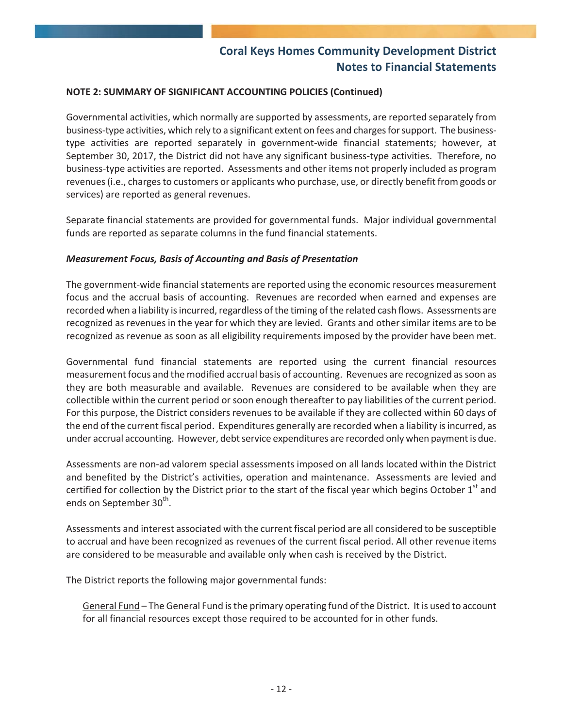**NOTE 2: SUMMARY OF SIGNIFICANT ACCOUNTING POLICIES (Continued)**

Governmental activities, which normally are supported by assessments, are reported separately from business-type activities, which rely to a significant extent on fees and charges for support. The business-type activities are reported separately in government-wide financial statements; however, at September 30, 2017, the District did not have any significant business-type activities. Therefore, no business-type activities are reported. Assessments and other items not properly included as program revenues (i.e., charges to customers or applicants who purchase, use, or directly benefit from goods or services) are reported as general revenues.

Separate financial statements are provided for governmental funds. Major individual governmental funds are reported as separate columns in the fund financial statements.

***Measurement Focus, Basis of Accounting and Basis of Presentation***

The government-wide financial statements are reported using the economic resources measurement focus and the accrual basis of accounting. Revenues are recorded when earned and expenses are recorded when a liability is incurred, regardless of the timing of the related cash flows. Assessments are recognized as revenues in the year for which they are levied. Grants and other similar items are to be recognized as revenue as soon as all eligibility requirements imposed by the provider have been met.

Governmental fund financial statements are reported using the current financial resources measurement focus and the modified accrual basis of accounting. Revenues are recognized as soon as they are both measurable and available. Revenues are considered to be available when they are collectible within the current period or soon enough thereafter to pay liabilities of the current period. For this purpose, the District considers revenues to be available if they are collected within 60 days of the end of the current fiscal period. Expenditures generally are recorded when a liability is incurred, as under accrual accounting. However, debt service expenditures are recorded only when payment is due.

Assessments are non-ad valorem special assessments imposed on all lands located within the District and benefited by the District's activities, operation and maintenance. Assessments are levied and certified for collection by the District prior to the start of the fiscal year which begins October 1st and ends on September 30th.

Assessments and interest associated with the current fiscal period are all considered to be susceptible to accrual and have been recognized as revenues of the current fiscal period. All other revenue items are considered to be measurable and available only when cash is received by the District.

The District reports the following major governmental funds:

General Fund – The General Fund is the primary operating fund of the District. It is used to account for all financial resources except those required to be accounted for in other funds.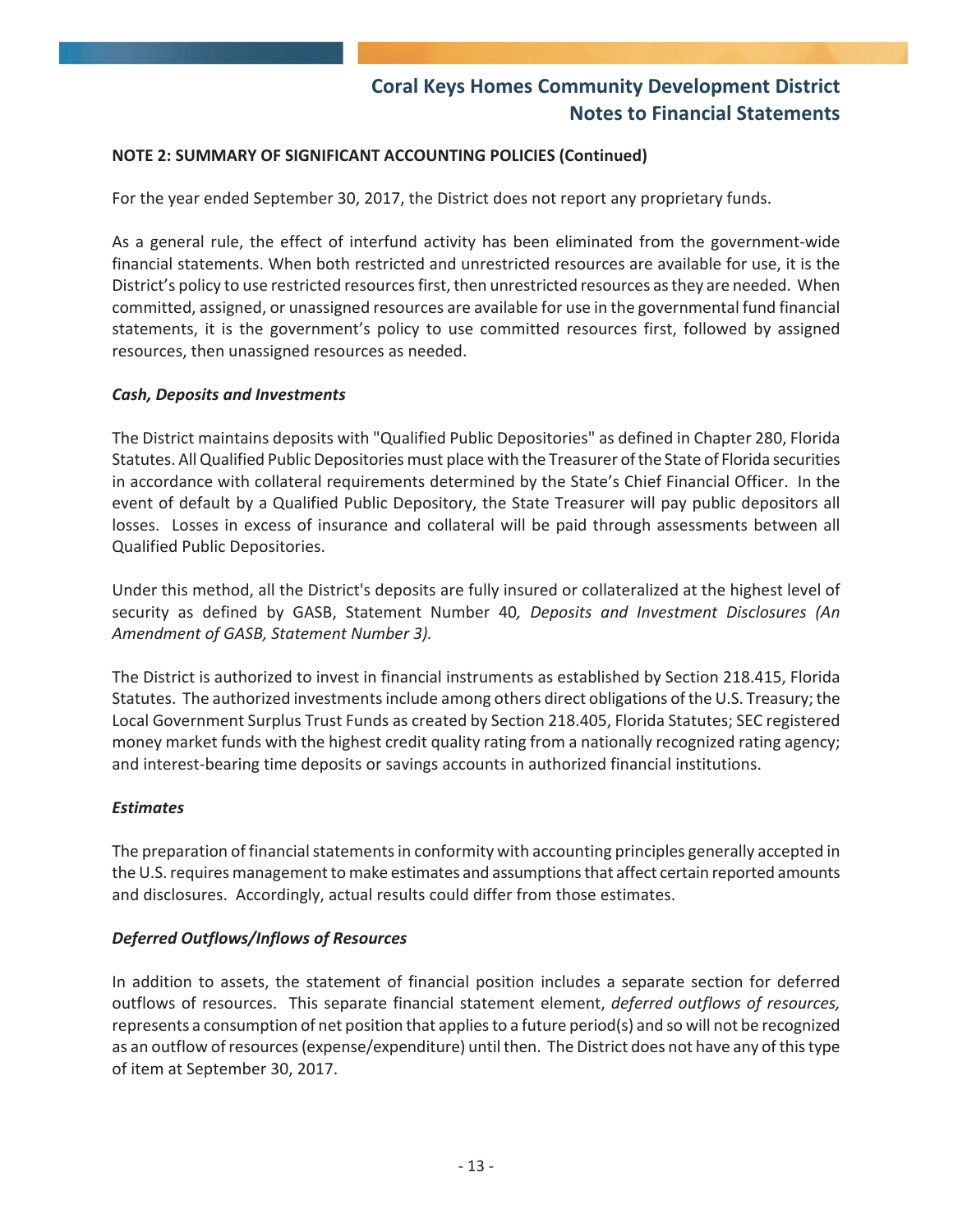**NOTE 2: SUMMARY OF SIGNIFICANT ACCOUNTING POLICIES (Continued)**

For the year ended September 30, 2017, the District does not report any proprietary funds.

As a general rule, the effect of interfund activity has been eliminated from the government-wide financial statements. When both restricted and unrestricted resources are available for use, it is the District's policy to use restricted resources first, then unrestricted resources as they are needed. When committed, assigned, or unassigned resources are available for use in the governmental fund financial statements, it is the government's policy to use committed resources first, followed by assigned resources, then unassigned resources as needed.

***Cash, Deposits and Investments***

The District maintains deposits with "Qualified Public Depositories" as defined in Chapter 280, Florida Statutes. All Qualified Public Depositories must place with the Treasurer of the State of Florida securities in accordance with collateral requirements determined by the State's Chief Financial Officer. In the event of default by a Qualified Public Depository, the State Treasurer will pay public depositors all losses. Losses in excess of insurance and collateral will be paid through assessments between all Qualified Public Depositories.

Under this method, all the District's deposits are fully insured or collateralized at the highest level of security as defined by GASB, Statement Number 40*, Deposits and Investment Disclosures (An Amendment of GASB, Statement Number 3).*

The District is authorized to invest in financial instruments as established by Section 218.415, Florida Statutes. The authorized investments include among others direct obligations of the U.S. Treasury; the Local Government Surplus Trust Funds as created by Section 218.405, Florida Statutes; SEC registered money market funds with the highest credit quality rating from a nationally recognized rating agency; and interest-bearing time deposits or savings accounts in authorized financial institutions.

***Estimates***

The preparation of financial statements in conformity with accounting principles generally accepted in the U.S. requires management to make estimates and assumptions that affect certain reported amounts and disclosures. Accordingly, actual results could differ from those estimates.

***Deferred Outflows/Inflows of Resources***

In addition to assets, the statement of financial position includes a separate section for deferred outflows of resources. This separate financial statement element, *deferred outflows of resources,* represents a consumption of net position that applies to a future period(s) and so will not be recognized as an outflow of resources (expense/expenditure) until then. The District does not have any of this type of item at September 30, 2017.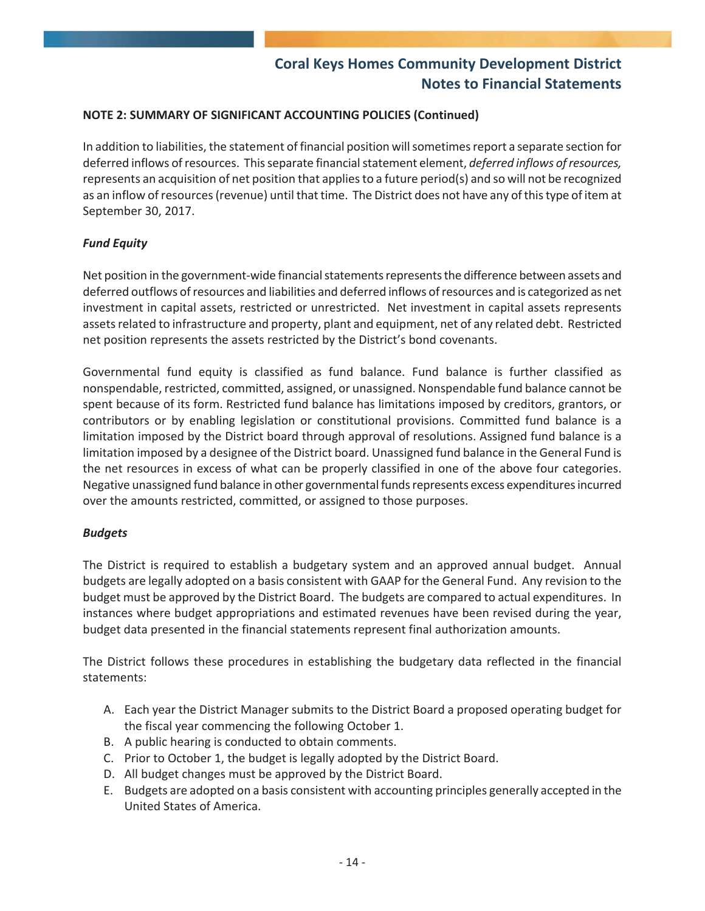**NOTE 2: SUMMARY OF SIGNIFICANT ACCOUNTING POLICIES (Continued)**

In addition to liabilities, the statement of financial position will sometimes report a separate section for deferred inflows of resources. This separate financial statement element, *deferred inflows of resources,* represents an acquisition of net position that applies to a future period(s) and so will not be recognized as an inflow of resources (revenue) until that time. The District does not have any of this type of item at September 30, 2017.

***Fund Equity***

Net position in the government-wide financial statements represents the difference between assets and deferred outflows of resources and liabilities and deferred inflows of resources and is categorized as net investment in capital assets, restricted or unrestricted. Net investment in capital assets represents assets related to infrastructure and property, plant and equipment, net of any related debt. Restricted net position represents the assets restricted by the District's bond covenants.

Governmental fund equity is classified as fund balance. Fund balance is further classified as nonspendable, restricted, committed, assigned, or unassigned. Nonspendable fund balance cannot be spent because of its form. Restricted fund balance has limitations imposed by creditors, grantors, or contributors or by enabling legislation or constitutional provisions. Committed fund balance is a limitation imposed by the District board through approval of resolutions. Assigned fund balance is a limitation imposed by a designee of the District board. Unassigned fund balance in the General Fund is the net resources in excess of what can be properly classified in one of the above four categories. Negative unassigned fund balance in other governmental funds represents excess expenditures incurred over the amounts restricted, committed, or assigned to those purposes.

***Budgets***

The District is required to establish a budgetary system and an approved annual budget. Annual budgets are legally adopted on a basis consistent with GAAP for the General Fund. Any revision to the budget must be approved by the District Board. The budgets are compared to actual expenditures. In instances where budget appropriations and estimated revenues have been revised during the year, budget data presented in the financial statements represent final authorization amounts.

The District follows these procedures in establishing the budgetary data reflected in the financial statements:

A. Each year the District Manager submits to the District Board a proposed operating budget for the fiscal year commencing the following October 1.
B. A public hearing is conducted to obtain comments.
C. Prior to October 1, the budget is legally adopted by the District Board.
D. All budget changes must be approved by the District Board.
E. Budgets are adopted on a basis consistent with accounting principles generally accepted in the United States of America.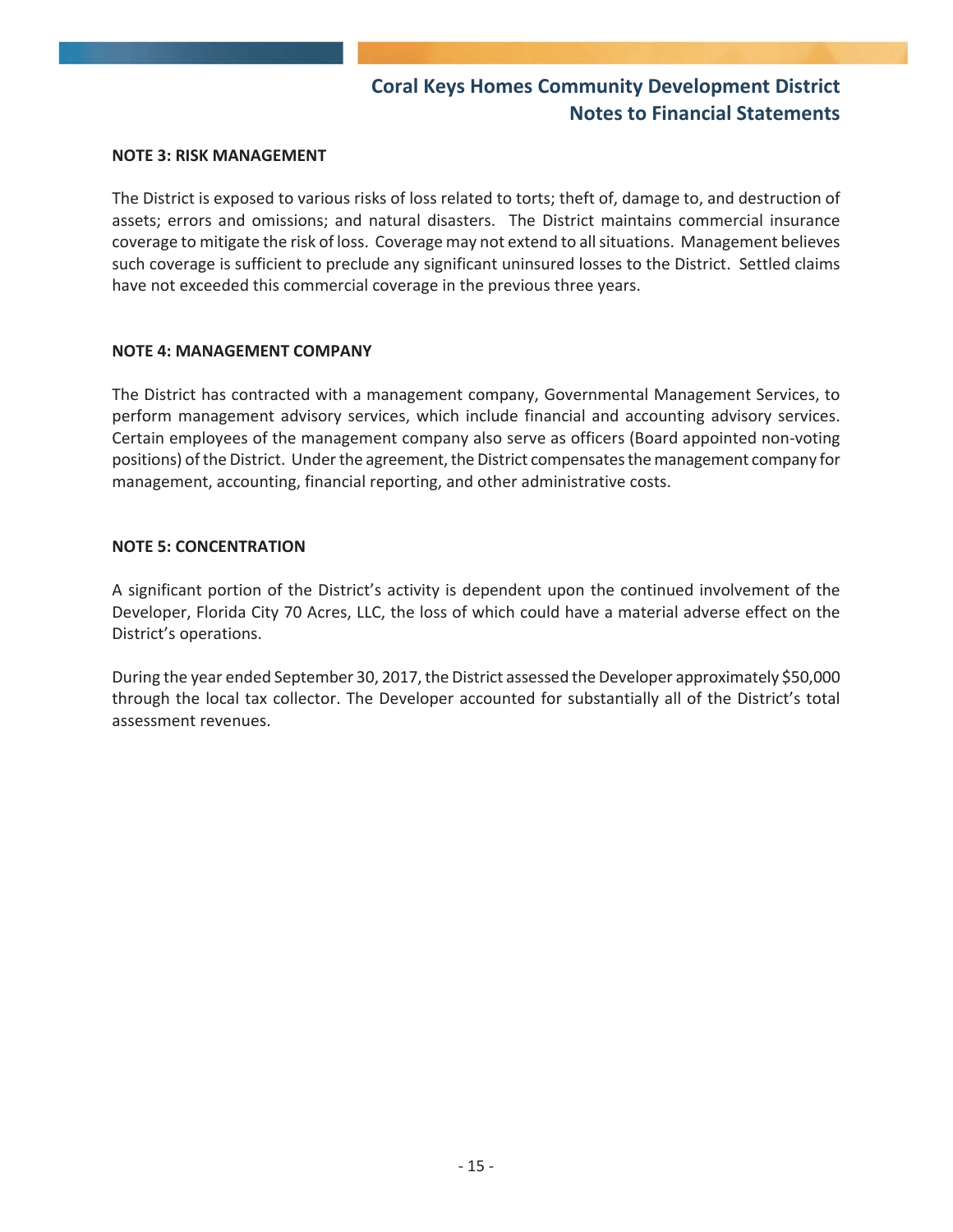**NOTE 3: RISK MANAGEMENT**

The District is exposed to various risks of loss related to torts; theft of, damage to, and destruction of assets; errors and omissions; and natural disasters. The District maintains commercial insurance coverage to mitigate the risk of loss. Coverage may not extend to all situations. Management believes such coverage is sufficient to preclude any significant uninsured losses to the District. Settled claims have not exceeded this commercial coverage in the previous three years.

**NOTE 4: MANAGEMENT COMPANY**

The District has contracted with a management company, Governmental Management Services, to perform management advisory services, which include financial and accounting advisory services. Certain employees of the management company also serve as officers (Board appointed non-voting positions) of the District. Under the agreement, the District compensates the management company for management, accounting, financial reporting, and other administrative costs.

**NOTE 5: CONCENTRATION**

A significant portion of the District's activity is dependent upon the continued involvement of the Developer, Florida City 70 Acres, LLC, the loss of which could have a material adverse effect on the District's operations.

During the year ended September 30, 2017, the District assessed the Developer approximately $50,000 through the local tax collector. The Developer accounted for substantially all of the District's total assessment revenues.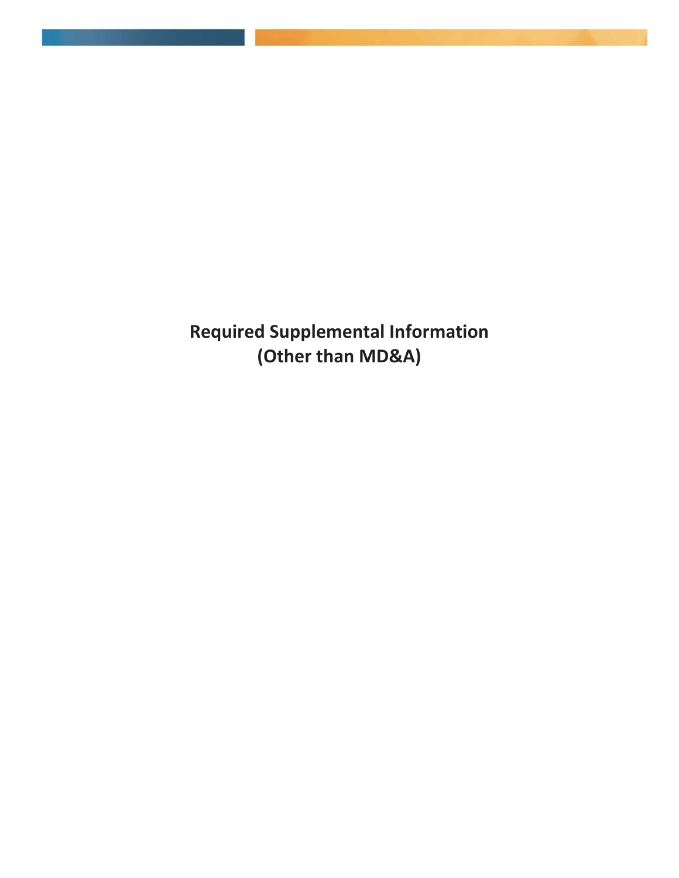# Required Supplemental Information (Other than MD&A)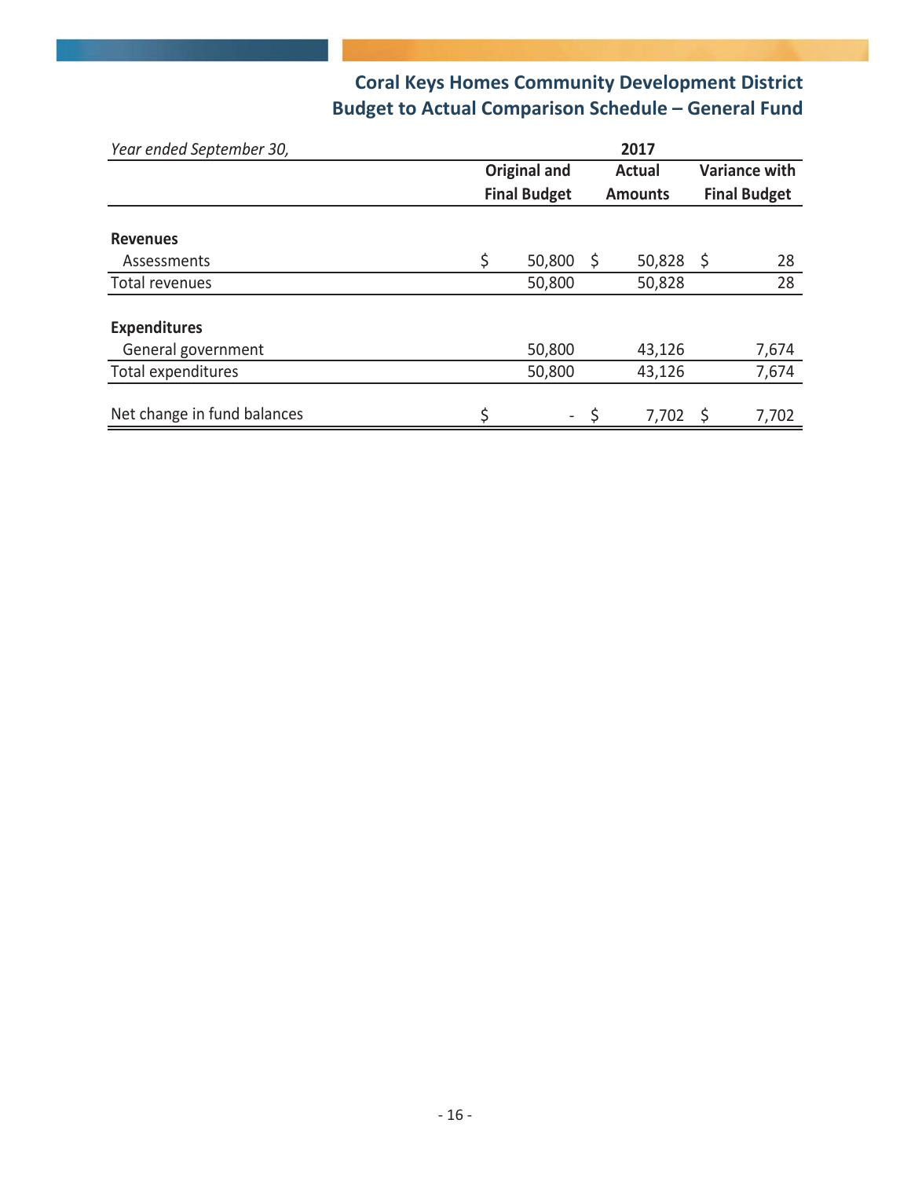# Coral Keys Homes Community Development District
## Budget to Actual Comparison Schedule – General Fund

| *Year ended September 30,* | 2017 | | |
|---|---|---|---|
| | **Original and Final Budget** | **Actual Amounts** | **Variance with Final Budget** |
| **Revenues** | | | |
| Assessments | $ 50,800 | $ 50,828 | $ 28 |
| Total revenues | 50,800 | 50,828 | 28 |
| **Expenditures** | | | |
| General government | 50,800 | 43,126 | 7,674 |
| Total expenditures | 50,800 | 43,126 | 7,674 |
| Net change in fund balances | $ - | $ 7,702 | $ 7,702 |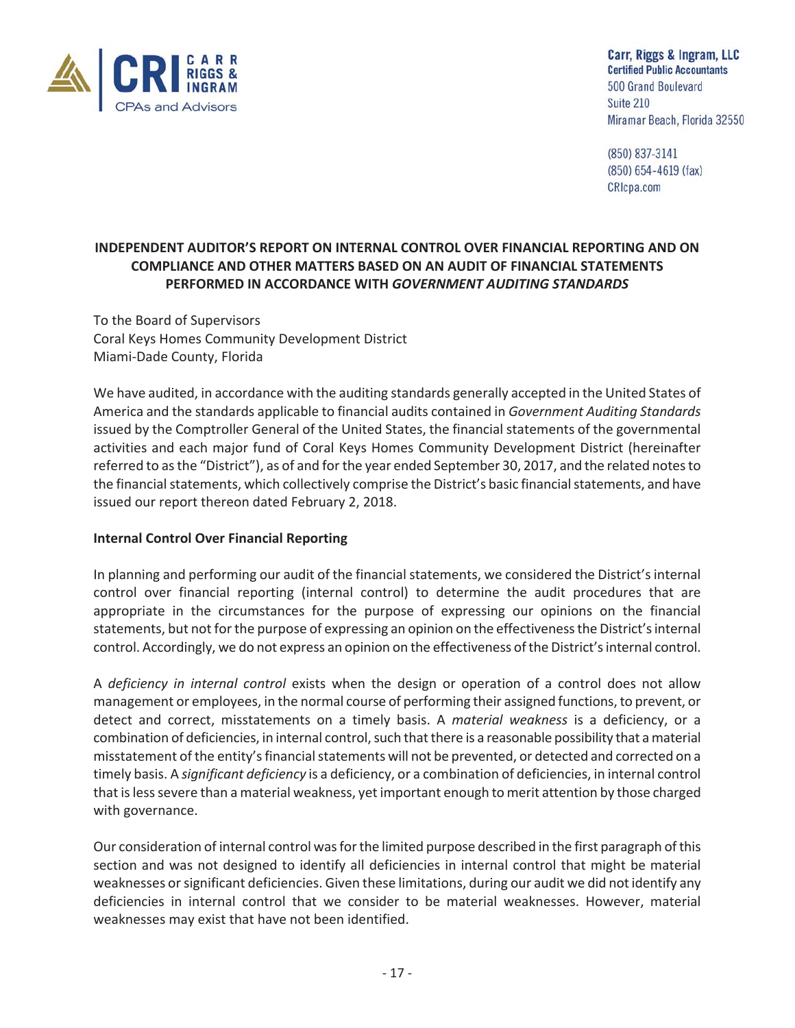Carr, Riggs & Ingram, LLC
Certified Public Accountants
500 Grand Boulevard
Suite 210
Miramar Beach, Florida 32550

(850) 837-3141
(850) 654-4619 (fax)
CRIcpa.com

## INDEPENDENT AUDITOR'S REPORT ON INTERNAL CONTROL OVER FINANCIAL REPORTING AND ON COMPLIANCE AND OTHER MATTERS BASED ON AN AUDIT OF FINANCIAL STATEMENTS PERFORMED IN ACCORDANCE WITH *GOVERNMENT AUDITING STANDARDS*

To the Board of Supervisors
Coral Keys Homes Community Development District
Miami-Dade County, Florida

We have audited, in accordance with the auditing standards generally accepted in the United States of America and the standards applicable to financial audits contained in *Government Auditing Standards* issued by the Comptroller General of the United States, the financial statements of the governmental activities and each major fund of Coral Keys Homes Community Development District (hereinafter referred to as the "District"), as of and for the year ended September 30, 2017, and the related notes to the financial statements, which collectively comprise the District's basic financial statements, and have issued our report thereon dated February 2, 2018.

**Internal Control Over Financial Reporting**

In planning and performing our audit of the financial statements, we considered the District's internal control over financial reporting (internal control) to determine the audit procedures that are appropriate in the circumstances for the purpose of expressing our opinions on the financial statements, but not for the purpose of expressing an opinion on the effectiveness the District's internal control. Accordingly, we do not express an opinion on the effectiveness of the District's internal control.

A *deficiency in internal control* exists when the design or operation of a control does not allow management or employees, in the normal course of performing their assigned functions, to prevent, or detect and correct, misstatements on a timely basis. A *material weakness* is a deficiency, or a combination of deficiencies, in internal control, such that there is a reasonable possibility that a material misstatement of the entity's financial statements will not be prevented, or detected and corrected on a timely basis. A *significant deficiency* is a deficiency, or a combination of deficiencies, in internal control that is less severe than a material weakness, yet important enough to merit attention by those charged with governance.

Our consideration of internal control was for the limited purpose described in the first paragraph of this section and was not designed to identify all deficiencies in internal control that might be material weaknesses or significant deficiencies. Given these limitations, during our audit we did not identify any deficiencies in internal control that we consider to be material weaknesses. However, material weaknesses may exist that have not been identified.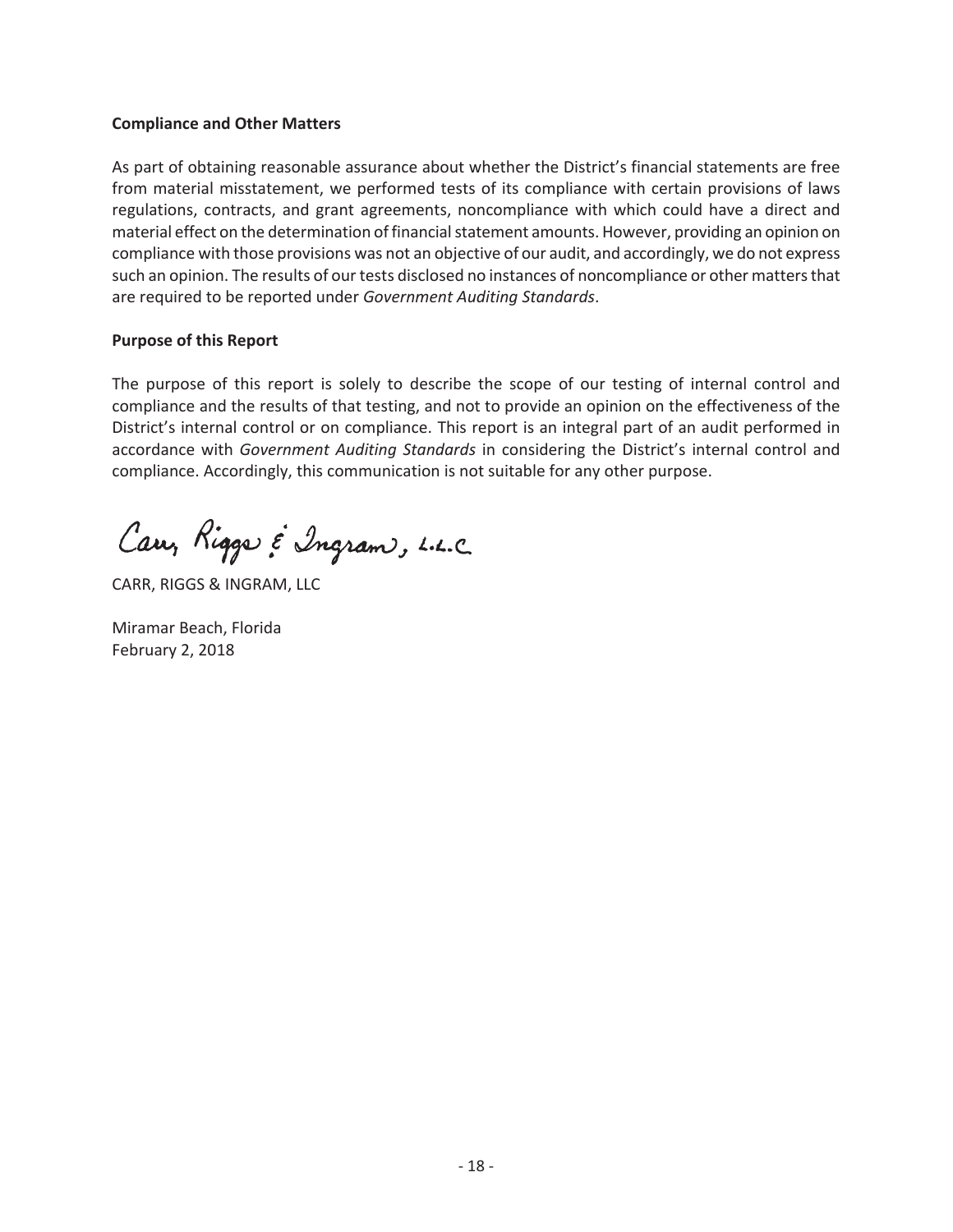**Compliance and Other Matters**

As part of obtaining reasonable assurance about whether the District's financial statements are free from material misstatement, we performed tests of its compliance with certain provisions of laws regulations, contracts, and grant agreements, noncompliance with which could have a direct and material effect on the determination of financial statement amounts. However, providing an opinion on compliance with those provisions was not an objective of our audit, and accordingly, we do not express such an opinion. The results of our tests disclosed no instances of noncompliance or other matters that are required to be reported under *Government Auditing Standards*.

**Purpose of this Report**

The purpose of this report is solely to describe the scope of our testing of internal control and compliance and the results of that testing, and not to provide an opinion on the effectiveness of the District's internal control or on compliance. This report is an integral part of an audit performed in accordance with *Government Auditing Standards* in considering the District's internal control and compliance. Accordingly, this communication is not suitable for any other purpose.

Carr, Riggs & Ingram, L.L.C.

CARR, RIGGS & INGRAM, LLC

Miramar Beach, Florida
February 2, 2018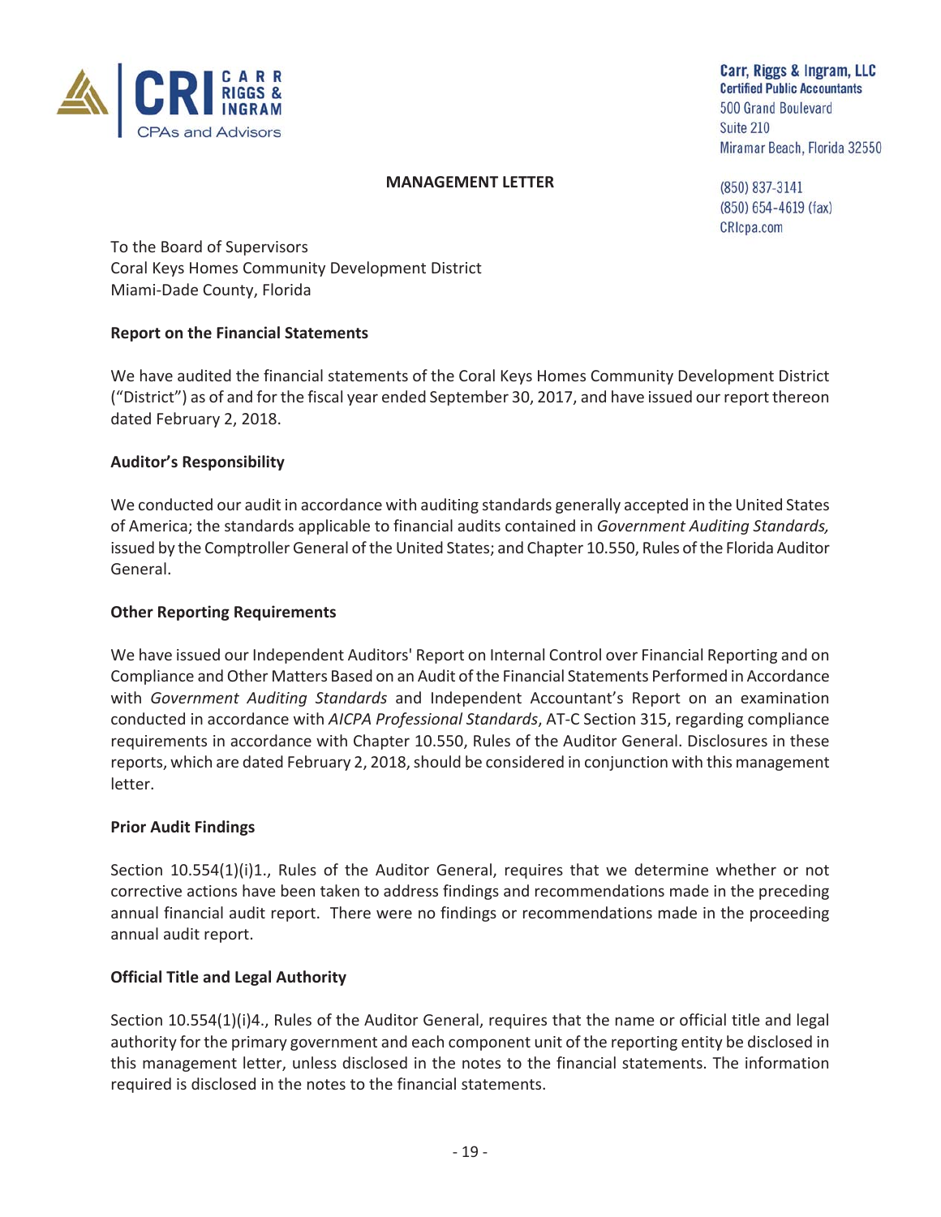Carr, Riggs & Ingram, LLC
Certified Public Accountants
500 Grand Boulevard
Suite 210
Miramar Beach, Florida 32550

(850) 837-3141
(850) 654-4619 (fax)
CRIcpa.com

## MANAGEMENT LETTER

To the Board of Supervisors
Coral Keys Homes Community Development District
Miami-Dade County, Florida

### Report on the Financial Statements

We have audited the financial statements of the Coral Keys Homes Community Development District ("District") as of and for the fiscal year ended September 30, 2017, and have issued our report thereon dated February 2, 2018.

### Auditor's Responsibility

We conducted our audit in accordance with auditing standards generally accepted in the United States of America; the standards applicable to financial audits contained in *Government Auditing Standards,* issued by the Comptroller General of the United States; and Chapter 10.550, Rules of the Florida Auditor General.

### Other Reporting Requirements

We have issued our Independent Auditors' Report on Internal Control over Financial Reporting and on Compliance and Other Matters Based on an Audit of the Financial Statements Performed in Accordance with *Government Auditing Standards* and Independent Accountant's Report on an examination conducted in accordance with *AICPA Professional Standards*, AT-C Section 315, regarding compliance requirements in accordance with Chapter 10.550, Rules of the Auditor General. Disclosures in these reports, which are dated February 2, 2018, should be considered in conjunction with this management letter.

### Prior Audit Findings

Section 10.554(1)(i)1., Rules of the Auditor General, requires that we determine whether or not corrective actions have been taken to address findings and recommendations made in the preceding annual financial audit report. There were no findings or recommendations made in the proceeding annual audit report.

### Official Title and Legal Authority

Section 10.554(1)(i)4., Rules of the Auditor General, requires that the name or official title and legal authority for the primary government and each component unit of the reporting entity be disclosed in this management letter, unless disclosed in the notes to the financial statements. The information required is disclosed in the notes to the financial statements.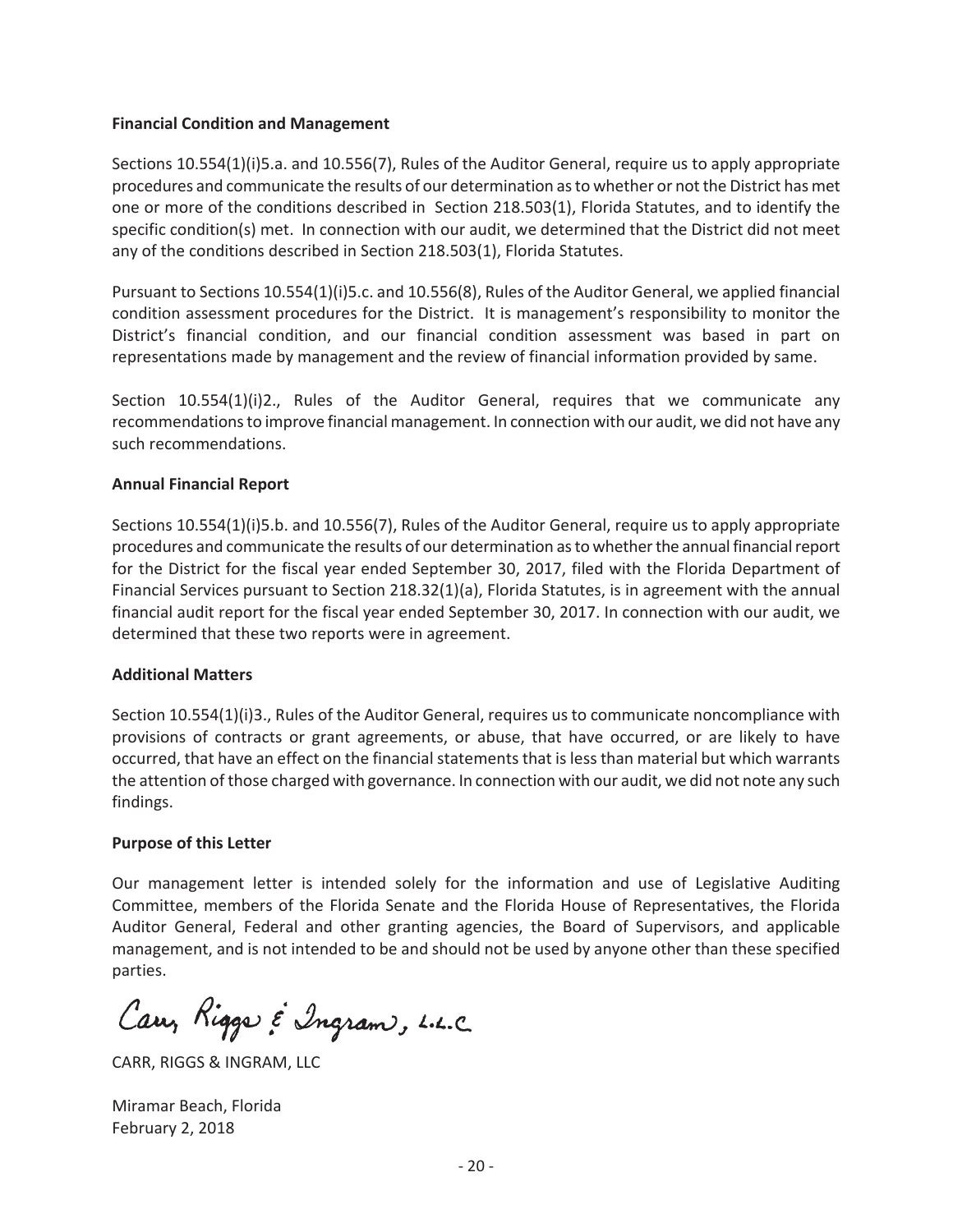**Financial Condition and Management**

Sections 10.554(1)(i)5.a. and 10.556(7), Rules of the Auditor General, require us to apply appropriate procedures and communicate the results of our determination as to whether or not the District has met one or more of the conditions described in Section 218.503(1), Florida Statutes, and to identify the specific condition(s) met. In connection with our audit, we determined that the District did not meet any of the conditions described in Section 218.503(1), Florida Statutes.

Pursuant to Sections 10.554(1)(i)5.c. and 10.556(8), Rules of the Auditor General, we applied financial condition assessment procedures for the District. It is management's responsibility to monitor the District's financial condition, and our financial condition assessment was based in part on representations made by management and the review of financial information provided by same.

Section 10.554(1)(i)2., Rules of the Auditor General, requires that we communicate any recommendations to improve financial management. In connection with our audit, we did not have any such recommendations.

**Annual Financial Report**

Sections 10.554(1)(i)5.b. and 10.556(7), Rules of the Auditor General, require us to apply appropriate procedures and communicate the results of our determination as to whether the annual financial report for the District for the fiscal year ended September 30, 2017, filed with the Florida Department of Financial Services pursuant to Section 218.32(1)(a), Florida Statutes, is in agreement with the annual financial audit report for the fiscal year ended September 30, 2017. In connection with our audit, we determined that these two reports were in agreement.

**Additional Matters**

Section 10.554(1)(i)3., Rules of the Auditor General, requires us to communicate noncompliance with provisions of contracts or grant agreements, or abuse, that have occurred, or are likely to have occurred, that have an effect on the financial statements that is less than material but which warrants the attention of those charged with governance. In connection with our audit, we did not note any such findings.

**Purpose of this Letter**

Our management letter is intended solely for the information and use of Legislative Auditing Committee, members of the Florida Senate and the Florida House of Representatives, the Florida Auditor General, Federal and other granting agencies, the Board of Supervisors, and applicable management, and is not intended to be and should not be used by anyone other than these specified parties.

Carr, Riggs & Ingram, L.L.C.

CARR, RIGGS & INGRAM, LLC

Miramar Beach, Florida
February 2, 2018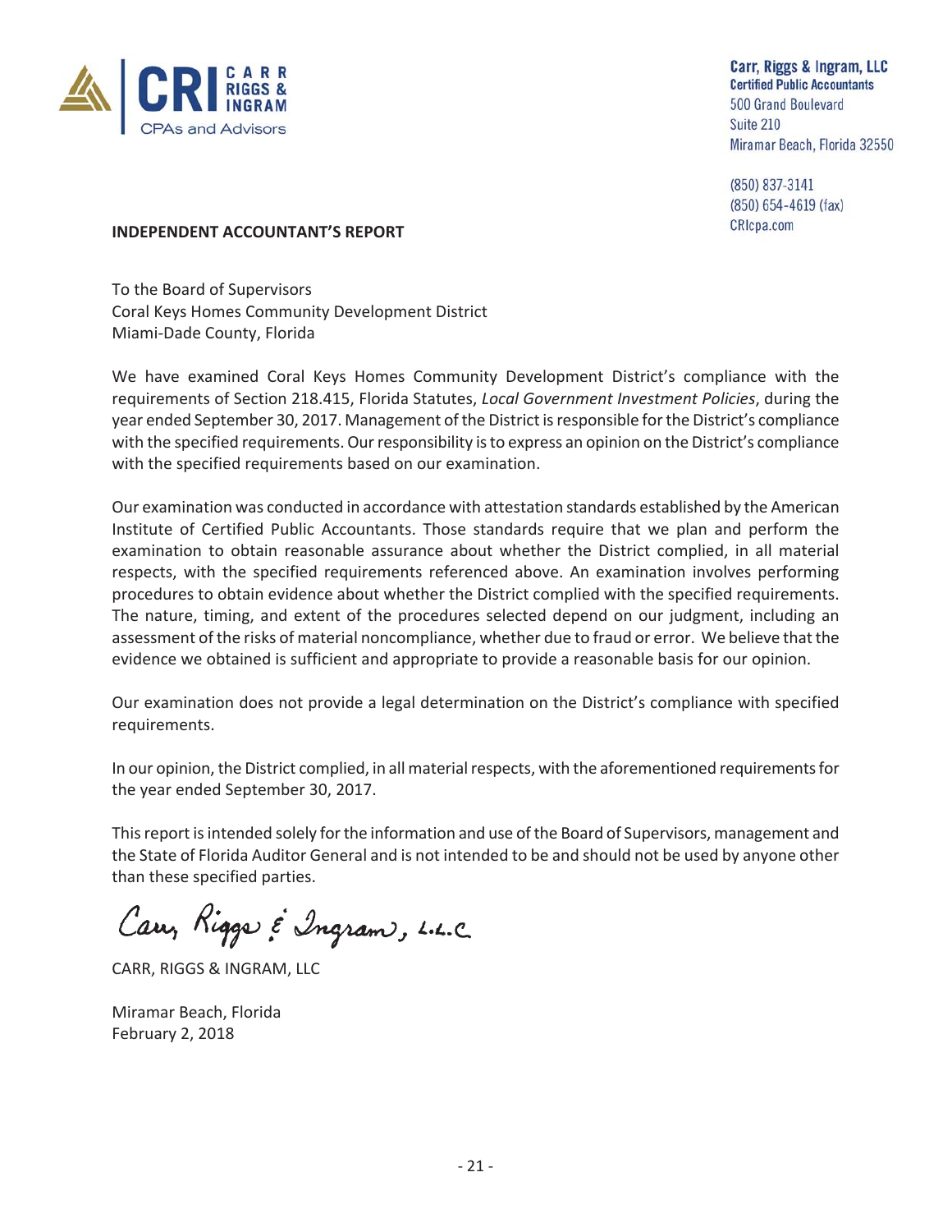Carr, Riggs & Ingram, LLC
Certified Public Accountants
500 Grand Boulevard
Suite 210
Miramar Beach, Florida 32550

(850) 837-3141
(850) 654-4619 (fax)
CRIcpa.com

**INDEPENDENT ACCOUNTANT'S REPORT**

To the Board of Supervisors
Coral Keys Homes Community Development District
Miami-Dade County, Florida

We have examined Coral Keys Homes Community Development District's compliance with the requirements of Section 218.415, Florida Statutes, *Local Government Investment Policies*, during the year ended September 30, 2017. Management of the District is responsible for the District's compliance with the specified requirements. Our responsibility is to express an opinion on the District's compliance with the specified requirements based on our examination.

Our examination was conducted in accordance with attestation standards established by the American Institute of Certified Public Accountants. Those standards require that we plan and perform the examination to obtain reasonable assurance about whether the District complied, in all material respects, with the specified requirements referenced above. An examination involves performing procedures to obtain evidence about whether the District complied with the specified requirements. The nature, timing, and extent of the procedures selected depend on our judgment, including an assessment of the risks of material noncompliance, whether due to fraud or error. We believe that the evidence we obtained is sufficient and appropriate to provide a reasonable basis for our opinion.

Our examination does not provide a legal determination on the District's compliance with specified requirements.

In our opinion, the District complied, in all material respects, with the aforementioned requirements for the year ended September 30, 2017.

This report is intended solely for the information and use of the Board of Supervisors, management and the State of Florida Auditor General and is not intended to be and should not be used by anyone other than these specified parties.

Carr, Riggs & Ingram, L.L.C.

CARR, RIGGS & INGRAM, LLC

Miramar Beach, Florida
February 2, 2018